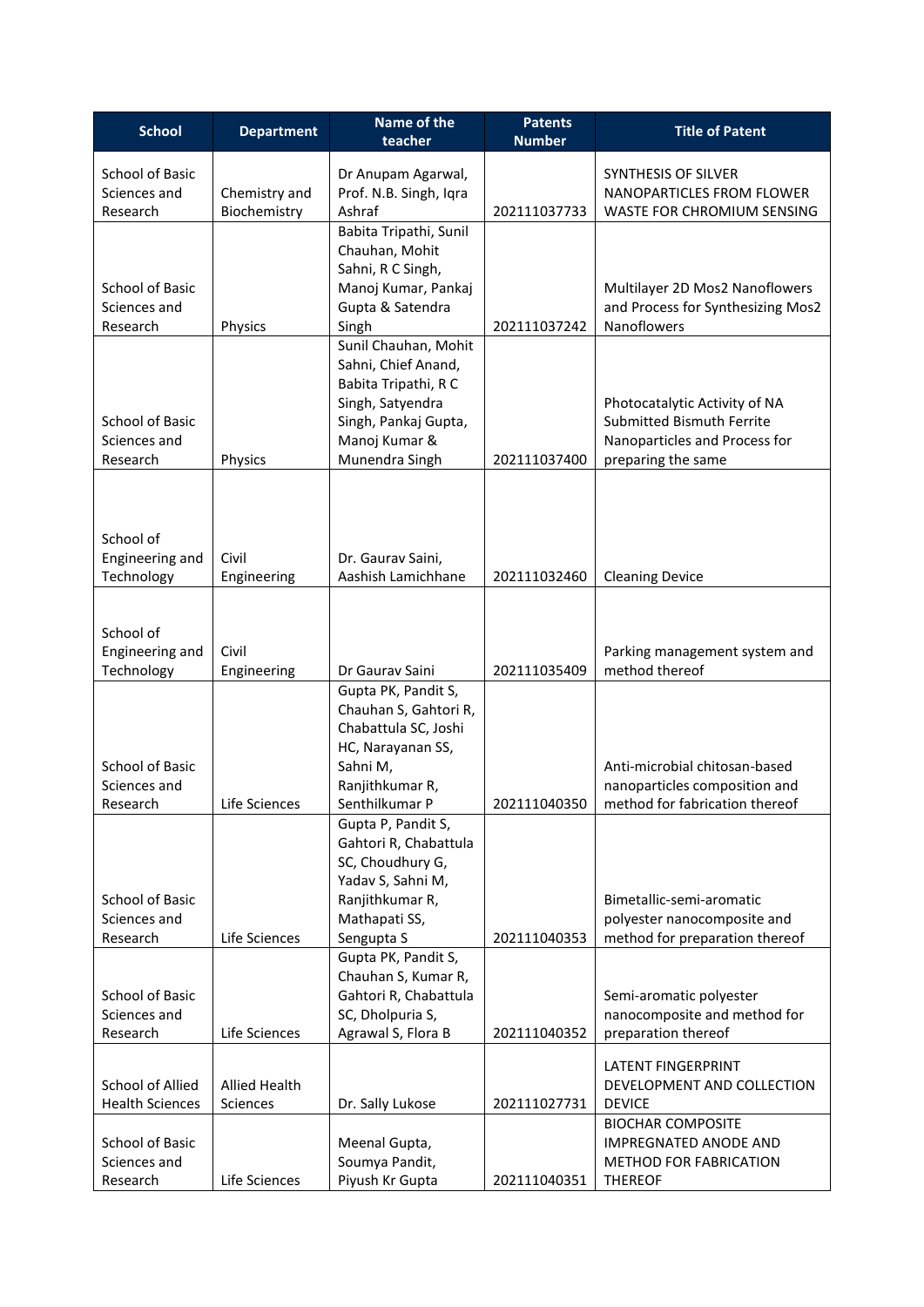| School | Department | Name of the teacher | Patents Number | Title of Patent |
|---|---|---|---|---|
| School of Basic Sciences and Research | Chemistry and Biochemistry | Dr Anupam Agarwal, Prof. N.B. Singh, Iqra Ashraf | 202111037733 | SYNTHESIS OF SILVER NANOPARTICLES FROM FLOWER WASTE FOR CHROMIUM SENSING |
| School of Basic Sciences and Research | Physics | Babita Tripathi, Sunil Chauhan, Mohit Sahni, R C Singh, Manoj Kumar, Pankaj Gupta & Satendra Singh | 202111037242 | Multilayer 2D Mos2 Nanoflowers and Process for Synthesizing Mos2 Nanoflowers |
| School of Basic Sciences and Research | Physics | Sunil Chauhan, Mohit Sahni, Chief Anand, Babita Tripathi, R C Singh, Satyendra Singh, Pankaj Gupta, Manoj Kumar & Munendra Singh | 202111037400 | Photocatalytic Activity of NA Submitted Bismuth Ferrite Nanoparticles and Process for preparing the same |
| School of Engineering and Technology | Civil Engineering | Dr. Gaurav Saini, Aashish Lamichhane | 202111032460 | Cleaning Device |
| School of Engineering and Technology | Civil Engineering | Dr Gaurav Saini | 202111035409 | Parking management system and method thereof |
| School of Basic Sciences and Research | Life Sciences | Gupta PK, Pandit S, Chauhan S, Gahtori R, Chabattula SC, Joshi HC, Narayanan SS, Sahni M, Ranjithkumar R, Senthilkumar P | 202111040350 | Anti-microbial chitosan-based nanoparticles composition and method for fabrication thereof |
| School of Basic Sciences and Research | Life Sciences | Gupta P, Pandit S, Gahtori R, Chabattula SC, Choudhury G, Yadav S, Sahni M, Ranjithkumar R, Mathapati SS, Sengupta S | 202111040353 | Bimetallic-semi-aromatic polyester nanocomposite and method for preparation thereof |
| School of Basic Sciences and Research | Life Sciences | Gupta PK, Pandit S, Chauhan S, Kumar R, Gahtori R, Chabattula SC, Dholpuria S, Agrawal S, Flora B | 202111040352 | Semi-aromatic polyester nanocomposite and method for preparation thereof |
| School of Allied Health Sciences | Allied Health Sciences | Dr. Sally Lukose | 202111027731 | LATENT FINGERPRINT DEVELOPMENT AND COLLECTION DEVICE |
| School of Basic Sciences and Research | Life Sciences | Meenal Gupta, Soumya Pandit, Piyush Kr Gupta | 202111040351 | BIOCHAR COMPOSITE IMPREGNATED ANODE AND METHOD FOR FABRICATION THEREOF |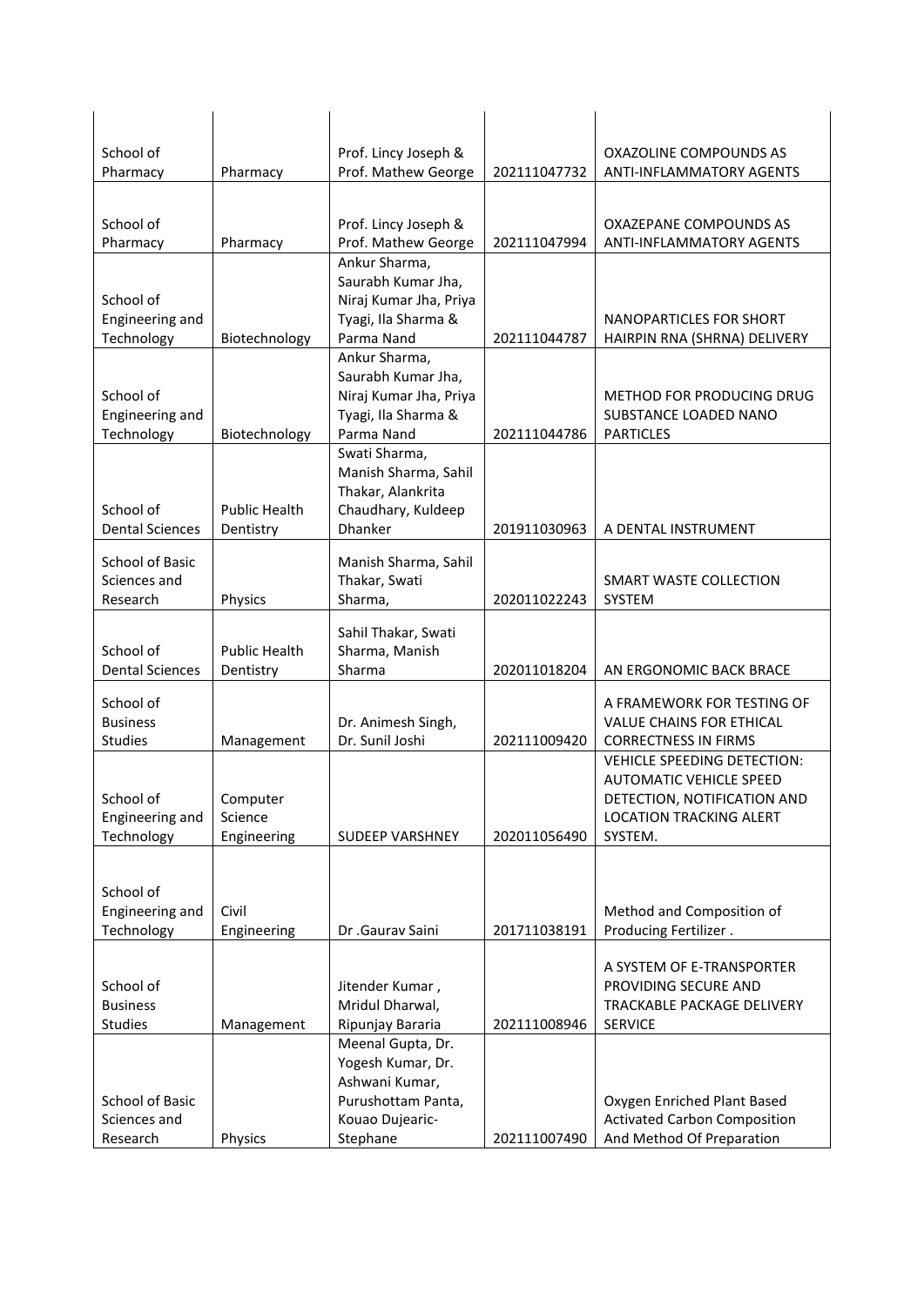| | | | | |
|---|---|---|---|---|
| School of Pharmacy | Pharmacy | Prof. Lincy Joseph & Prof. Mathew George | 202111047732 | OXAZOLINE COMPOUNDS AS ANTI-INFLAMMATORY AGENTS |
| School of Pharmacy | Pharmacy | Prof. Lincy Joseph & Prof. Mathew George | 202111047994 | OXAZEPANE COMPOUNDS AS ANTI-INFLAMMATORY AGENTS |
| School of Engineering and Technology | Biotechnology | Ankur Sharma, Saurabh Kumar Jha, Niraj Kumar Jha, Priya Tyagi, Ila Sharma & Parma Nand | 202111044787 | NANOPARTICLES FOR SHORT HAIRPIN RNA (SHRNA) DELIVERY |
| School of Engineering and Technology | Biotechnology | Ankur Sharma, Saurabh Kumar Jha, Niraj Kumar Jha, Priya Tyagi, Ila Sharma & Parma Nand | 202111044786 | METHOD FOR PRODUCING DRUG SUBSTANCE LOADED NANO PARTICLES |
| School of Dental Sciences | Public Health Dentistry | Swati Sharma, Manish Sharma, Sahil Thakar, Alankrita Chaudhary, Kuldeep Dhanker | 201911030963 | A DENTAL INSTRUMENT |
| School of Basic Sciences and Research | Physics | Manish Sharma, Sahil Thakar, Swati Sharma, | 202011022243 | SMART WASTE COLLECTION SYSTEM |
| School of Dental Sciences | Public Health Dentistry | Sahil Thakar, Swati Sharma, Manish Sharma | 202011018204 | AN ERGONOMIC BACK BRACE |
| School of Business Studies | Management | Dr. Animesh Singh, Dr. Sunil Joshi | 202111009420 | A FRAMEWORK FOR TESTING OF VALUE CHAINS FOR ETHICAL CORRECTNESS IN FIRMS |
| School of Engineering and Technology | Computer Science Engineering | SUDEEP VARSHNEY | 202011056490 | VEHICLE SPEEDING DETECTION: AUTOMATIC VEHICLE SPEED DETECTION, NOTIFICATION AND LOCATION TRACKING ALERT SYSTEM. |
| School of Engineering and Technology | Civil Engineering | Dr .Gaurav Saini | 201711038191 | Method and Composition of Producing Fertilizer . |
| School of Business Studies | Management | Jitender Kumar , Mridul Dharwal, Ripunjay Bararia | 202111008946 | A SYSTEM OF E-TRANSPORTER PROVIDING SECURE AND TRACKABLE PACKAGE DELIVERY SERVICE |
| School of Basic Sciences and Research | Physics | Meenal Gupta, Dr. Yogesh Kumar, Dr. Ashwani Kumar, Purushottam Panta, Kouao Dujearic-Stephane | 202111007490 | Oxygen Enriched Plant Based Activated Carbon Composition And Method Of Preparation |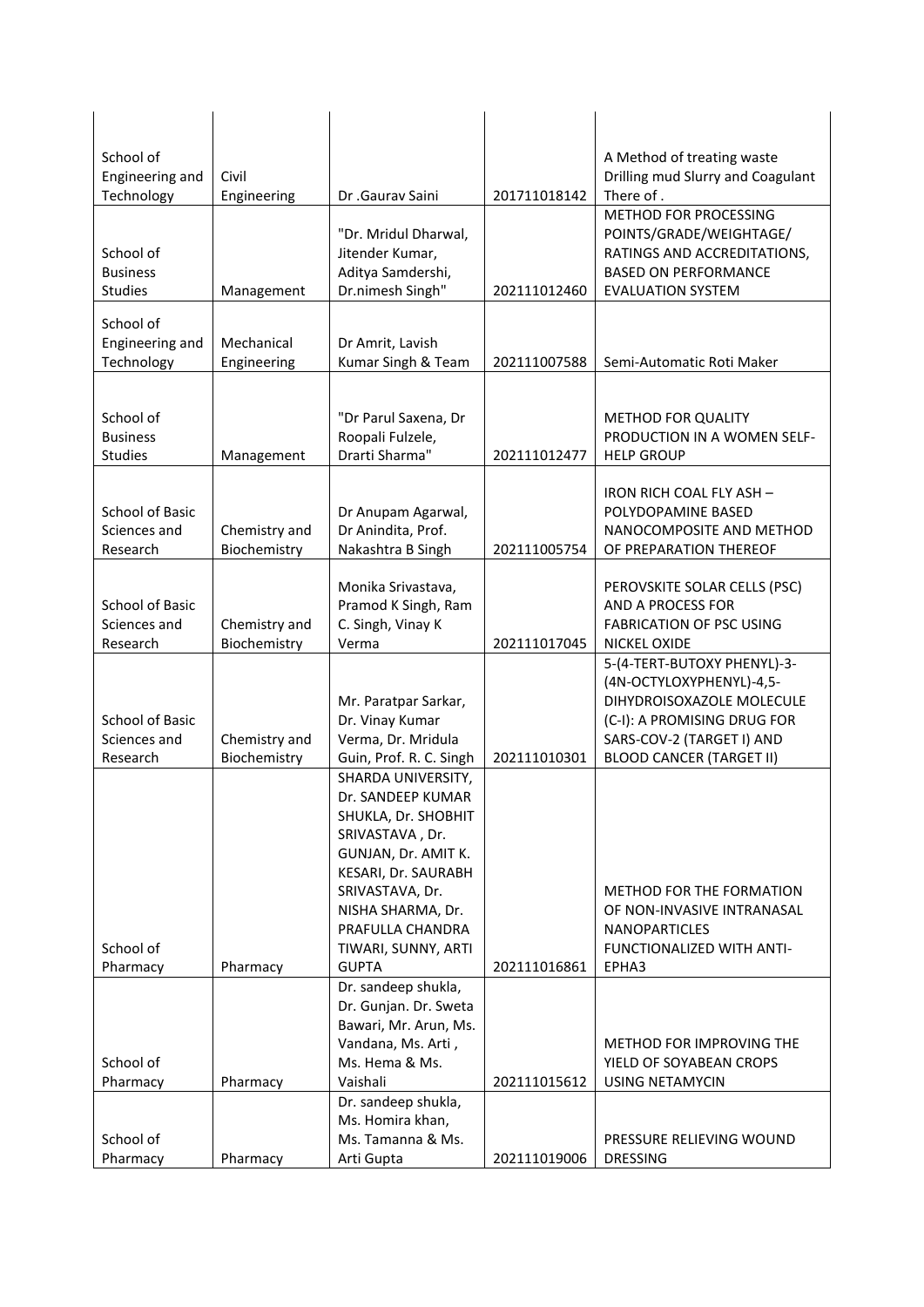| School of Engineering and Technology | Civil Engineering | Dr .Gaurav Saini | 201711018142 | A Method of treating waste Drilling mud Slurry and Coagulant There of . |
|---|---|---|---|---|
| School of Business Studies | Management | "Dr. Mridul Dharwal, Jitender Kumar, Aditya Samdershi, Dr.nimesh Singh" | 202111012460 | METHOD FOR PROCESSING POINTS/GRADE/WEIGHTAGE/ RATINGS AND ACCREDITATIONS, BASED ON PERFORMANCE EVALUATION SYSTEM |
| School of Engineering and Technology | Mechanical Engineering | Dr Amrit, Lavish Kumar Singh & Team | 202111007588 | Semi-Automatic Roti Maker |
| School of Business Studies | Management | "Dr Parul Saxena, Dr Roopali Fulzele, Drarti Sharma" | 202111012477 | METHOD FOR QUALITY PRODUCTION IN A WOMEN SELF-HELP GROUP |
| School of Basic Sciences and Research | Chemistry and Biochemistry | Dr Anupam Agarwal, Dr Anindita, Prof. Nakashtra B Singh | 202111005754 | IRON RICH COAL FLY ASH – POLYDOPAMINE BASED NANOCOMPOSITE AND METHOD OF PREPARATION THEREOF |
| School of Basic Sciences and Research | Chemistry and Biochemistry | Monika Srivastava, Pramod K Singh, Ram C. Singh, Vinay K Verma | 202111017045 | PEROVSKITE SOLAR CELLS (PSC) AND A PROCESS FOR FABRICATION OF PSC USING NICKEL OXIDE |
| School of Basic Sciences and Research | Chemistry and Biochemistry | Mr. Paratpar Sarkar, Dr. Vinay Kumar Verma, Dr. Mridula Guin, Prof. R. C. Singh | 202111010301 | 5-(4-TERT-BUTOXY PHENYL)-3-(4N-OCTYLOXYPHENYL)-4,5-DIHYDROISOXAZOLE MOLECULE (C-I): A PROMISING DRUG FOR SARS-COV-2 (TARGET I) AND BLOOD CANCER (TARGET II) |
| School of Pharmacy | Pharmacy | SHARDA UNIVERSITY, Dr. SANDEEP KUMAR SHUKLA, Dr. SHOBHIT SRIVASTAVA , Dr. GUNJAN, Dr. AMIT K. KESARI, Dr. SAURABH SRIVASTAVA, Dr. NISHA SHARMA, Dr. PRAFULLA CHANDRA TIWARI, SUNNY, ARTI GUPTA | 202111016861 | METHOD FOR THE FORMATION OF NON-INVASIVE INTRANASAL NANOPARTICLES FUNCTIONALIZED WITH ANTI-EPHA3 |
| School of Pharmacy | Pharmacy | Dr. sandeep shukla, Dr. Gunjan. Dr. Sweta Bawari, Mr. Arun, Ms. Vandana, Ms. Arti , Ms. Hema & Ms. Vaishali | 202111015612 | METHOD FOR IMPROVING THE YIELD OF SOYABEAN CROPS USING NETAMYCIN |
| School of Pharmacy | Pharmacy | Dr. sandeep shukla, Ms. Homira khan, Ms. Tamanna & Ms. Arti Gupta | 202111019006 | PRESSURE RELIEVING WOUND DRESSING |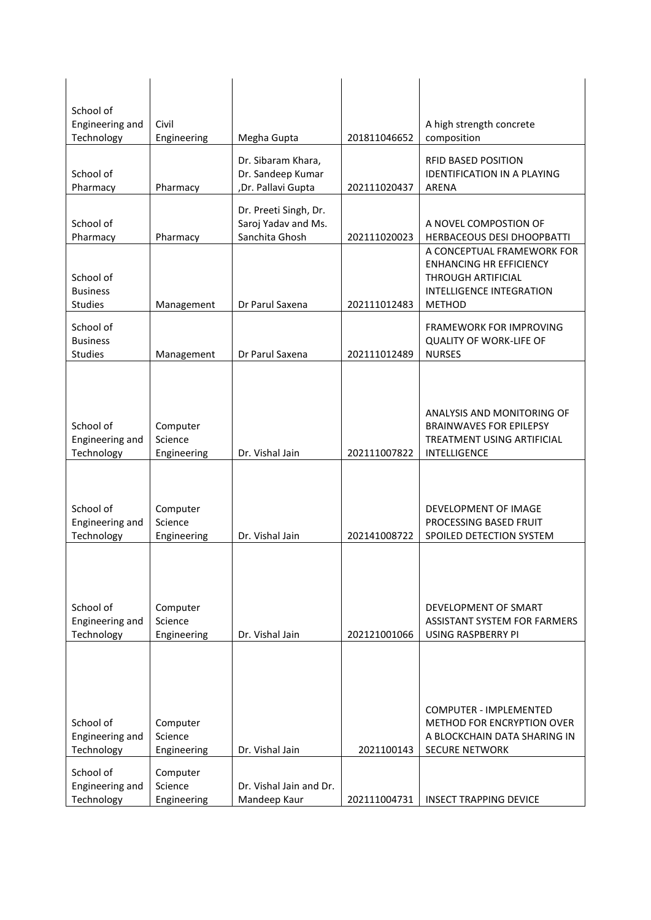| School of Engineering and Technology | Civil Engineering | Megha Gupta | 201811046652 | A high strength concrete composition |
|---|---|---|---|---|
| School of Pharmacy | Pharmacy | Dr. Sibaram Khara, Dr. Sandeep Kumar ,Dr. Pallavi Gupta | 202111020437 | RFID BASED POSITION IDENTIFICATION IN A PLAYING ARENA |
| School of Pharmacy | Pharmacy | Dr. Preeti Singh, Dr. Saroj Yadav and Ms. Sanchita Ghosh | 202111020023 | A NOVEL COMPOSTION OF HERBACEOUS DESI DHOOPBATTI |
| School of Business Studies | Management | Dr Parul Saxena | 202111012483 | A CONCEPTUAL FRAMEWORK FOR ENHANCING HR EFFICIENCY THROUGH ARTIFICIAL INTELLIGENCE INTEGRATION METHOD |
| School of Business Studies | Management | Dr Parul Saxena | 202111012489 | FRAMEWORK FOR IMPROVING QUALITY OF WORK-LIFE OF NURSES |
| School of Engineering and Technology | Computer Science Engineering | Dr. Vishal Jain | 202111007822 | ANALYSIS AND MONITORING OF BRAINWAVES FOR EPILEPSY TREATMENT USING ARTIFICIAL INTELLIGENCE |
| School of Engineering and Technology | Computer Science Engineering | Dr. Vishal Jain | 202141008722 | DEVELOPMENT OF IMAGE PROCESSING BASED FRUIT SPOILED DETECTION SYSTEM |
| School of Engineering and Technology | Computer Science Engineering | Dr. Vishal Jain | 202121001066 | DEVELOPMENT OF SMART ASSISTANT SYSTEM FOR FARMERS USING RASPBERRY PI |
| School of Engineering and Technology | Computer Science Engineering | Dr. Vishal Jain | 2021100143 | COMPUTER - IMPLEMENTED METHOD FOR ENCRYPTION OVER A BLOCKCHAIN DATA SHARING IN SECURE NETWORK |
| School of Engineering and Technology | Computer Science Engineering | Dr. Vishal Jain and Dr. Mandeep Kaur | 202111004731 | INSECT TRAPPING DEVICE |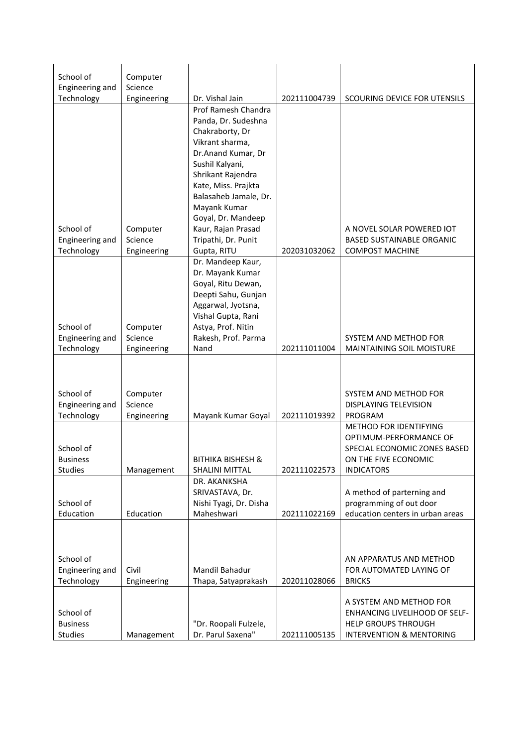| | | | | |
|---|---|---|---|---|
| School of Engineering and Technology | Computer Science Engineering | Dr. Vishal Jain | 202111004739 | SCOURING DEVICE FOR UTENSILS |
| School of Engineering and Technology | Computer Science Engineering | Prof Ramesh Chandra Panda, Dr. Sudeshna Chakraborty, Dr Vikrant sharma, Dr.Anand Kumar, Dr Sushil Kalyani, Shrikant Rajendra Kate, Miss. Prajkta Balasaheb Jamale, Dr. Mayank Kumar Goyal, Dr. Mandeep Kaur, Rajan Prasad Tripathi, Dr. Punit Gupta, RITU | 202031032062 | A NOVEL SOLAR POWERED IOT BASED SUSTAINABLE ORGANIC COMPOST MACHINE |
| School of Engineering and Technology | Computer Science Engineering | Dr. Mandeep Kaur, Dr. Mayank Kumar Goyal, Ritu Dewan, Deepti Sahu, Gunjan Aggarwal, Jyotsna, Vishal Gupta, Rani Astya, Prof. Nitin Rakesh, Prof. Parma Nand | 202111011004 | SYSTEM AND METHOD FOR MAINTAINING SOIL MOISTURE |
| School of Engineering and Technology | Computer Science Engineering | Mayank Kumar Goyal | 202111019392 | SYSTEM AND METHOD FOR DISPLAYING TELEVISION PROGRAM |
| School of Business Studies | Management | BITHIKA BISHESH & SHALINI MITTAL | 202111022573 | METHOD FOR IDENTIFYING OPTIMUM-PERFORMANCE OF SPECIAL ECONOMIC ZONES BASED ON THE FIVE ECONOMIC INDICATORS |
| School of Education | Education | DR. AKANKSHA SRIVASTAVA, Dr. Nishi Tyagi, Dr. Disha Maheshwari | 202111022169 | A method of parterning and programming of out door education centers in urban areas |
| School of Engineering and Technology | Civil Engineering | Mandil Bahadur Thapa, Satyaprakash | 202011028066 | AN APPARATUS AND METHOD FOR AUTOMATED LAYING OF BRICKS |
| School of Business Studies | Management | "Dr. Roopali Fulzele, Dr. Parul Saxena" | 202111005135 | A SYSTEM AND METHOD FOR ENHANCING LIVELIHOOD OF SELF-HELP GROUPS THROUGH INTERVENTION & MENTORING |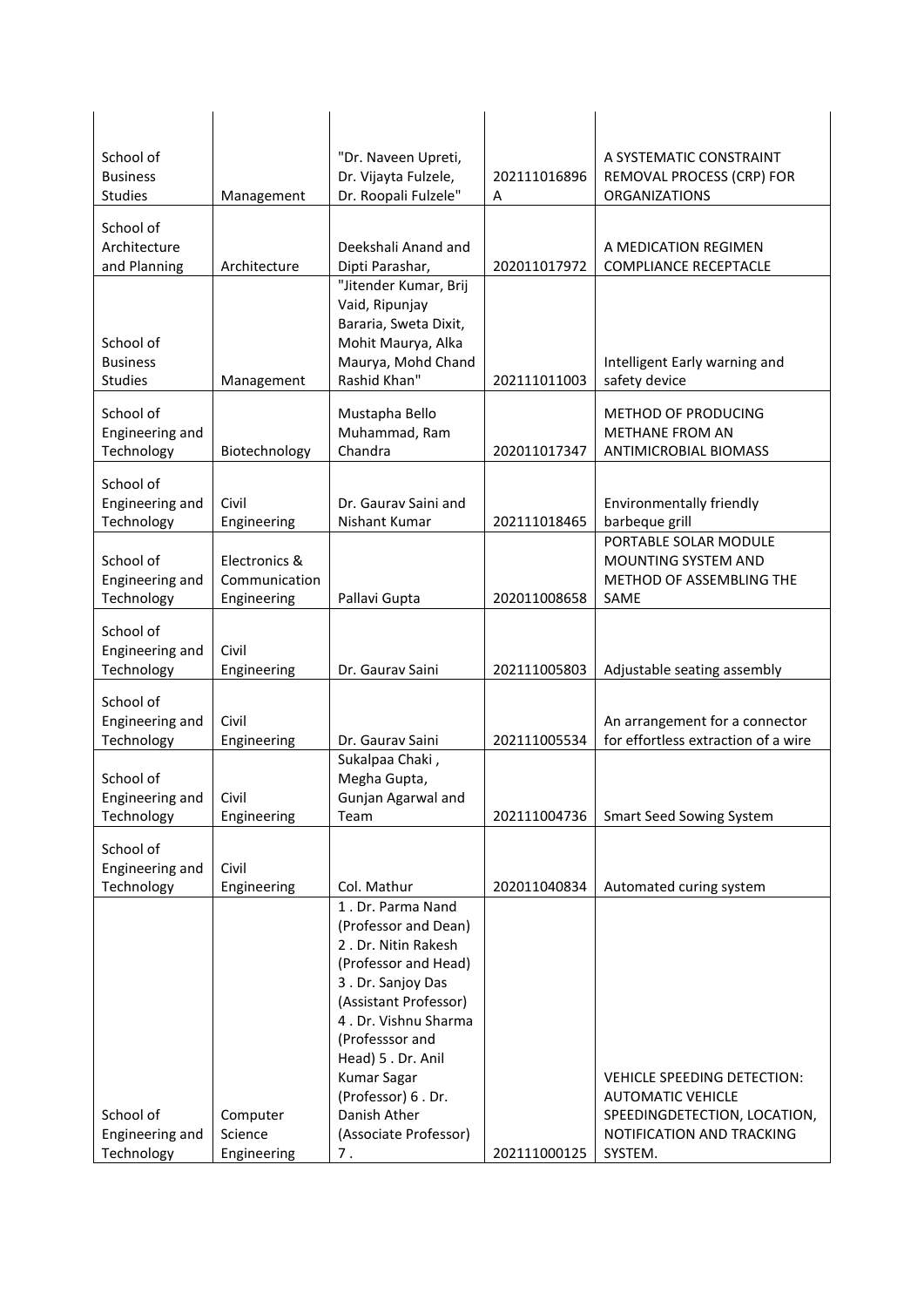| | | | | |
|---|---|---|---|---|
| School of Business Studies | Management | "Dr. Naveen Upreti, Dr. Vijayta Fulzele, Dr. Roopali Fulzele" | 202111016896 A | A SYSTEMATIC CONSTRAINT REMOVAL PROCESS (CRP) FOR ORGANIZATIONS |
| School of Architecture and Planning | Architecture | Deekshali Anand and Dipti Parashar, | 202011017972 | A MEDICATION REGIMEN COMPLIANCE RECEPTACLE |
| School of Business Studies | Management | "Jitender Kumar, Brij Vaid, Ripunjay Bararia, Sweta Dixit, Mohit Maurya, Alka Maurya, Mohd Chand Rashid Khan" | 202111011003 | Intelligent Early warning and safety device |
| School of Engineering and Technology | Biotechnology | Mustapha Bello Muhammad, Ram Chandra | 202011017347 | METHOD OF PRODUCING METHANE FROM AN ANTIMICROBIAL BIOMASS |
| School of Engineering and Technology | Civil Engineering | Dr. Gaurav Saini and Nishant Kumar | 202111018465 | Environmentally friendly barbeque grill |
| School of Engineering and Technology | Electronics & Communication Engineering | Pallavi Gupta | 202011008658 | PORTABLE SOLAR MODULE MOUNTING SYSTEM AND METHOD OF ASSEMBLING THE SAME |
| School of Engineering and Technology | Civil Engineering | Dr. Gaurav Saini | 202111005803 | Adjustable seating assembly |
| School of Engineering and Technology | Civil Engineering | Dr. Gaurav Saini | 202111005534 | An arrangement for a connector for effortless extraction of a wire |
| School of Engineering and Technology | Civil Engineering | Sukalpaa Chaki , Megha Gupta, Gunjan Agarwal and Team | 202111004736 | Smart Seed Sowing System |
| School of Engineering and Technology | Civil Engineering | Col. Mathur | 202011040834 | Automated curing system |
| School of Engineering and Technology | Computer Science Engineering | 1 . Dr. Parma Nand (Professor and Dean) 2 . Dr. Nitin Rakesh (Professor and Head) 3 . Dr. Sanjoy Das (Assistant Professor) 4 . Dr. Vishnu Sharma (Professsor and Head) 5 . Dr. Anil Kumar Sagar (Professor) 6 . Dr. Danish Ather (Associate Professor) 7 . | 202111000125 | VEHICLE SPEEDING DETECTION: AUTOMATIC VEHICLE SPEEDINGDETECTION, LOCATION, NOTIFICATION AND TRACKING SYSTEM. |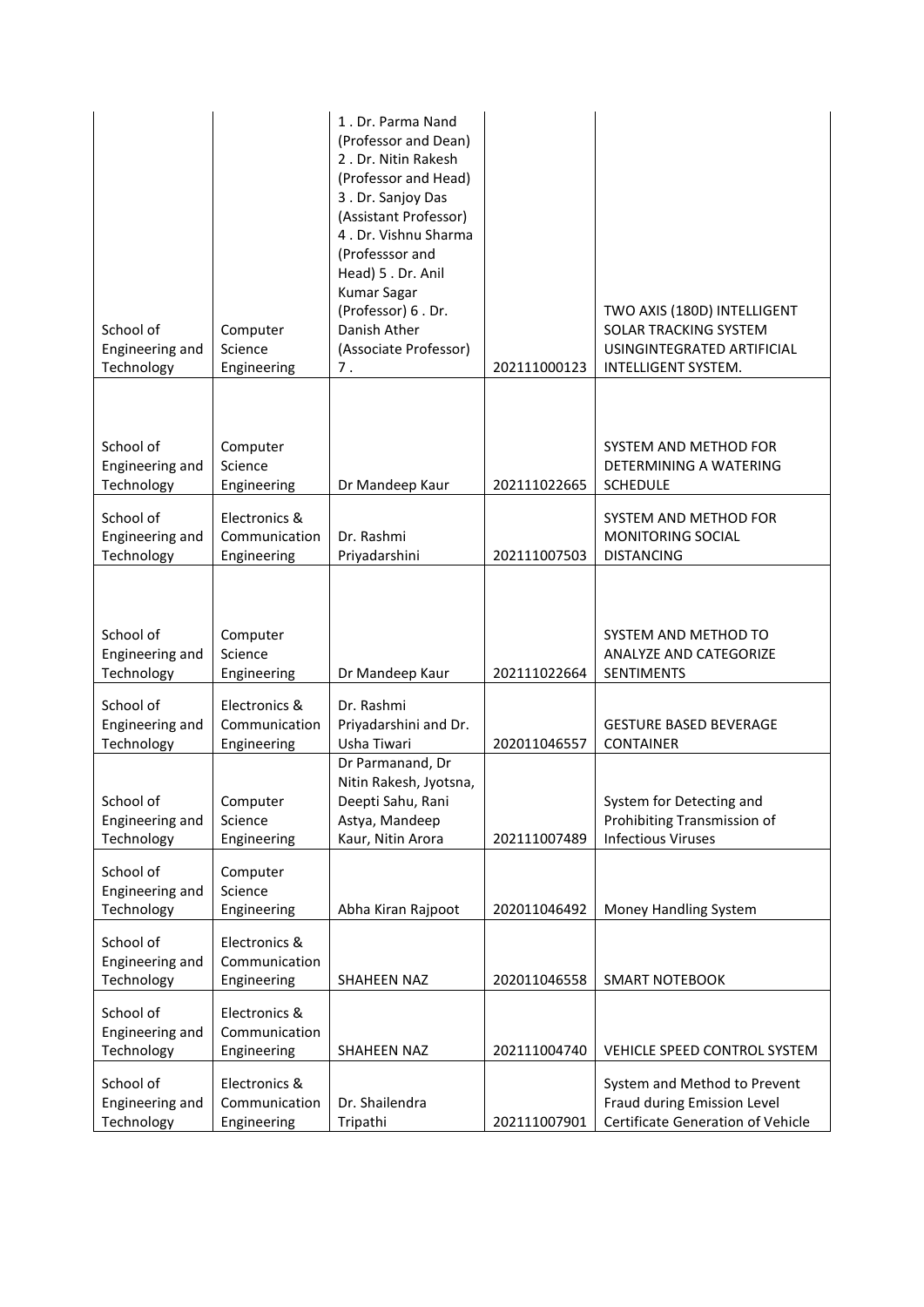| School of Engineering and Technology | Computer Science Engineering | 1 . Dr. Parma Nand (Professor and Dean) 2 . Dr. Nitin Rakesh (Professor and Head) 3 . Dr. Sanjoy Das (Assistant Professor) 4 . Dr. Vishnu Sharma (Professsor and Head) 5 . Dr. Anil Kumar Sagar (Professor) 6 . Dr. Danish Ather (Associate Professor) 7 . | 202111000123 | TWO AXIS (180D) INTELLIGENT SOLAR TRACKING SYSTEM USINGINTEGRATED ARTIFICIAL INTELLIGENT SYSTEM. |
|---|---|---|---|---|
| School of Engineering and Technology | Computer Science Engineering | Dr Mandeep Kaur | 202111022665 | SYSTEM AND METHOD FOR DETERMINING A WATERING SCHEDULE |
| School of Engineering and Technology | Electronics & Communication Engineering | Dr. Rashmi Priyadarshini | 202111007503 | SYSTEM AND METHOD FOR MONITORING SOCIAL DISTANCING |
| School of Engineering and Technology | Computer Science Engineering | Dr Mandeep Kaur | 202111022664 | SYSTEM AND METHOD TO ANALYZE AND CATEGORIZE SENTIMENTS |
| School of Engineering and Technology | Electronics & Communication Engineering | Dr. Rashmi Priyadarshini and Dr. Usha Tiwari | 202011046557 | GESTURE BASED BEVERAGE CONTAINER |
| School of Engineering and Technology | Computer Science Engineering | Dr Parmanand, Dr Nitin Rakesh, Jyotsna, Deepti Sahu, Rani Astya, Mandeep Kaur, Nitin Arora | 202111007489 | System for Detecting and Prohibiting Transmission of Infectious Viruses |
| School of Engineering and Technology | Computer Science Engineering | Abha Kiran Rajpoot | 202011046492 | Money Handling System |
| School of Engineering and Technology | Electronics & Communication Engineering | SHAHEEN NAZ | 202011046558 | SMART NOTEBOOK |
| School of Engineering and Technology | Electronics & Communication Engineering | SHAHEEN NAZ | 202111004740 | VEHICLE SPEED CONTROL SYSTEM |
| School of Engineering and Technology | Electronics & Communication Engineering | Dr. Shailendra Tripathi | 202111007901 | System and Method to Prevent Fraud during Emission Level Certificate Generation of Vehicle |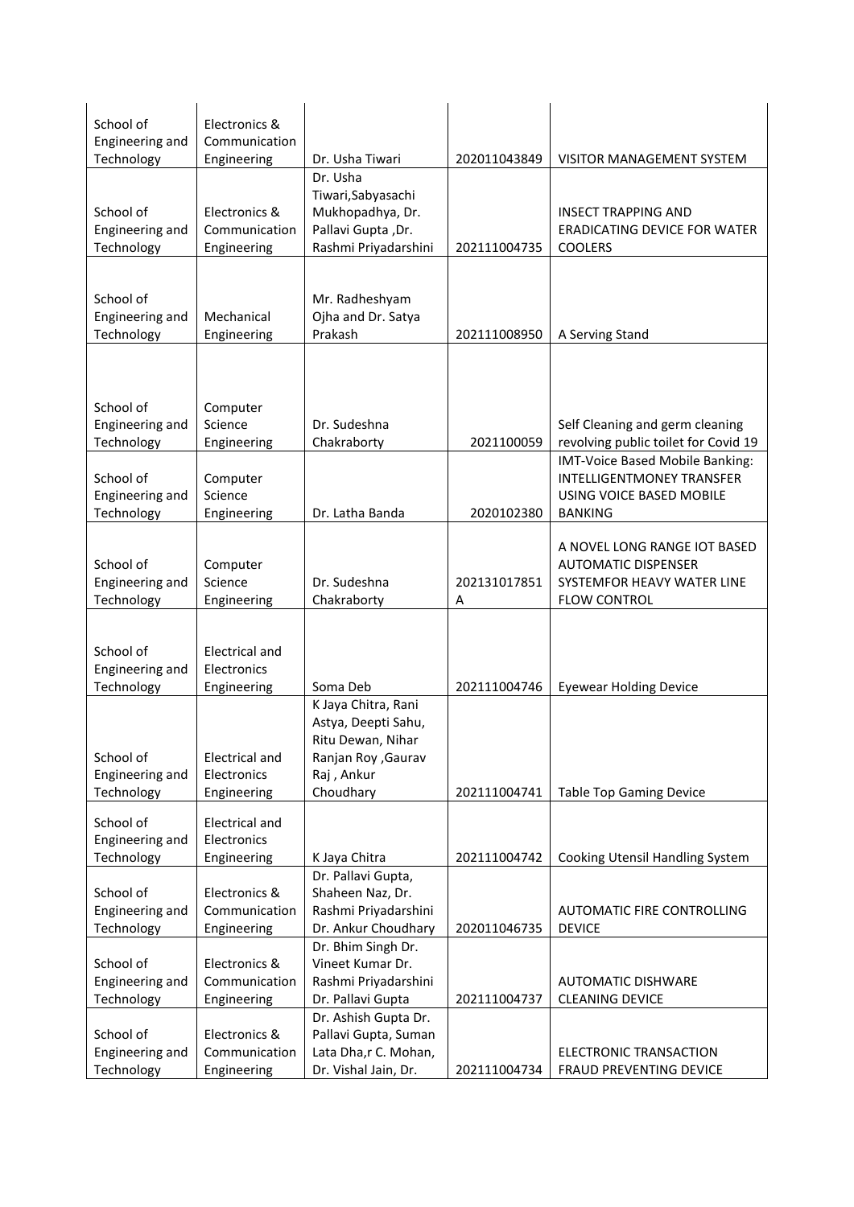| School of Engineering and Technology | Electronics & Communication Engineering | Dr. Usha Tiwari | 202011043849 | VISITOR MANAGEMENT SYSTEM |
|---|---|---|---|---|
| School of Engineering and Technology | Electronics & Communication Engineering | Dr. Usha Tiwari,Sabyasachi Mukhopadhya, Dr. Pallavi Gupta ,Dr. Rashmi Priyadarshini | 202111004735 | INSECT TRAPPING AND ERADICATING DEVICE FOR WATER COOLERS |
| School of Engineering and Technology | Mechanical Engineering | Mr. Radheshyam Ojha and Dr. Satya Prakash | 202111008950 | A Serving Stand |
| School of Engineering and Technology | Computer Science Engineering | Dr. Sudeshna Chakraborty | 2021100059 | Self Cleaning and germ cleaning revolving public toilet for Covid 19 |
| School of Engineering and Technology | Computer Science Engineering | Dr. Latha Banda | 2020102380 | IMT-Voice Based Mobile Banking: INTELLIGENTMONEY TRANSFER USING VOICE BASED MOBILE BANKING |
| School of Engineering and Technology | Computer Science Engineering | Dr. Sudeshna Chakraborty | 202131017851 A | A NOVEL LONG RANGE IOT BASED AUTOMATIC DISPENSER SYSTEMFOR HEAVY WATER LINE FLOW CONTROL |
| School of Engineering and Technology | Electrical and Electronics Engineering | Soma Deb | 202111004746 | Eyewear Holding Device |
| School of Engineering and Technology | Electrical and Electronics Engineering | K Jaya Chitra, Rani Astya, Deepti Sahu, Ritu Dewan, Nihar Ranjan Roy ,Gaurav Raj , Ankur Choudhary | 202111004741 | Table Top Gaming Device |
| School of Engineering and Technology | Electrical and Electronics Engineering | K Jaya Chitra | 202111004742 | Cooking Utensil Handling System |
| School of Engineering and Technology | Electronics & Communication Engineering | Dr. Pallavi Gupta, Shaheen Naz, Dr. Rashmi Priyadarshini Dr. Ankur Choudhary | 202011046735 | AUTOMATIC FIRE CONTROLLING DEVICE |
| School of Engineering and Technology | Electronics & Communication Engineering | Dr. Bhim Singh Dr. Vineet Kumar Dr. Rashmi Priyadarshini Dr. Pallavi Gupta | 202111004737 | AUTOMATIC DISHWARE CLEANING DEVICE |
| School of Engineering and Technology | Electronics & Communication Engineering | Dr. Ashish Gupta Dr. Pallavi Gupta, Suman Lata Dha,r C. Mohan, Dr. Vishal Jain, Dr. | 202111004734 | ELECTRONIC TRANSACTION FRAUD PREVENTING DEVICE |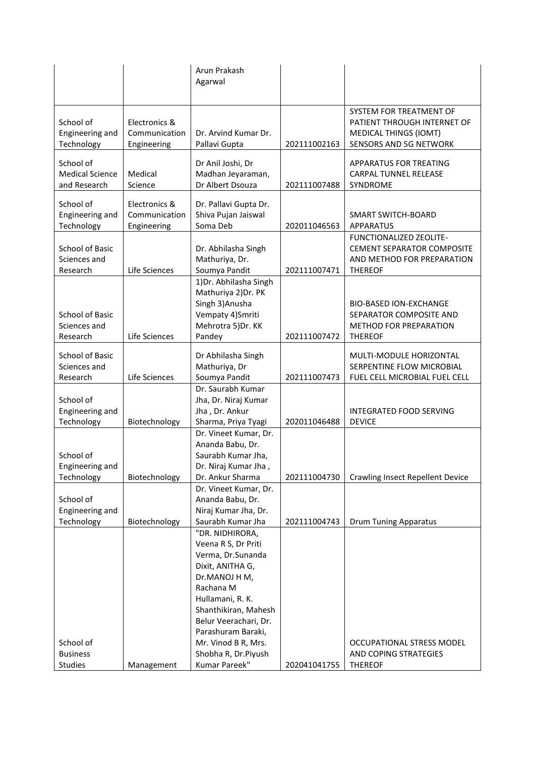| | | | | |
|---|---|---|---|---|
| | | Arun Prakash Agarwal | | |
| School of Engineering and Technology | Electronics & Communication Engineering | Dr. Arvind Kumar Dr. Pallavi Gupta | 202111002163 | SYSTEM FOR TREATMENT OF PATIENT THROUGH INTERNET OF MEDICAL THINGS (IOMT) SENSORS AND 5G NETWORK |
| School of Medical Science and Research | Medical Science | Dr Anil Joshi, Dr Madhan Jeyaraman, Dr Albert Dsouza | 202111007488 | APPARATUS FOR TREATING CARPAL TUNNEL RELEASE SYNDROME |
| School of Engineering and Technology | Electronics & Communication Engineering | Dr. Pallavi Gupta Dr. Shiva Pujan Jaiswal Soma Deb | 202011046563 | SMART SWITCH-BOARD APPARATUS |
| School of Basic Sciences and Research | Life Sciences | Dr. Abhilasha Singh Mathuriya, Dr. Soumya Pandit | 202111007471 | FUNCTIONALIZED ZEOLITE-CEMENT SEPARATOR COMPOSITE AND METHOD FOR PREPARATION THEREOF |
| School of Basic Sciences and Research | Life Sciences | 1)Dr. Abhilasha Singh Mathuriya 2)Dr. PK Singh 3)Anusha Vempaty 4)Smriti Mehrotra 5)Dr. KK Pandey | 202111007472 | BIO-BASED ION-EXCHANGE SEPARATOR COMPOSITE AND METHOD FOR PREPARATION THEREOF |
| School of Basic Sciences and Research | Life Sciences | Dr Abhilasha Singh Mathuriya, Dr Soumya Pandit | 202111007473 | MULTI-MODULE HORIZONTAL SERPENTINE FLOW MICROBIAL FUEL CELL MICROBIAL FUEL CELL |
| School of Engineering and Technology | Biotechnology | Dr. Saurabh Kumar Jha, Dr. Niraj Kumar Jha , Dr. Ankur Sharma, Priya Tyagi | 202011046488 | INTEGRATED FOOD SERVING DEVICE |
| School of Engineering and Technology | Biotechnology | Dr. Vineet Kumar, Dr. Ananda Babu, Dr. Saurabh Kumar Jha, Dr. Niraj Kumar Jha , Dr. Ankur Sharma | 202111004730 | Crawling Insect Repellent Device |
| School of Engineering and Technology | Biotechnology | Dr. Vineet Kumar, Dr. Ananda Babu, Dr. Niraj Kumar Jha, Dr. Saurabh Kumar Jha | 202111004743 | Drum Tuning Apparatus |
| School of Business Studies | Management | "DR. NIDHIRORA, Veena R S, Dr Priti Verma, Dr.Sunanda Dixit, ANITHA G, Dr.MANOJ H M, Rachana M Hullamani, R. K. Shanthikiran, Mahesh Belur Veerachari, Dr. Parashuram Baraki, Mr. Vinod B R, Mrs. Shobha R, Dr.Piyush Kumar Pareek" | 202041041755 | OCCUPATIONAL STRESS MODEL AND COPING STRATEGIES THEREOF |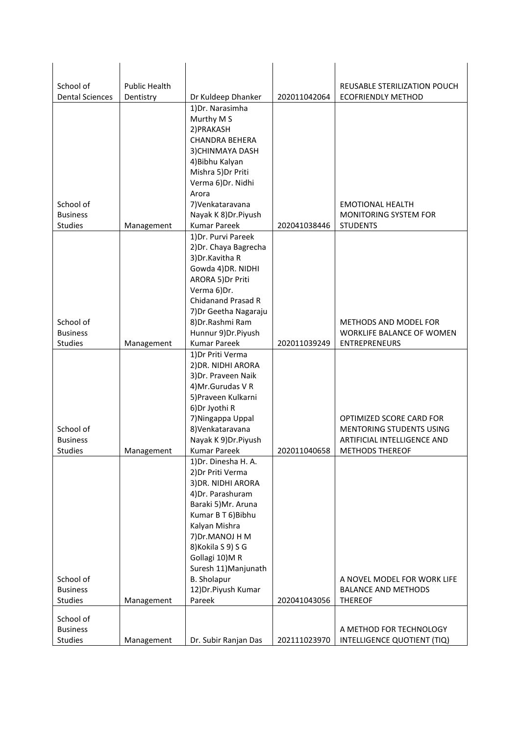| | | | | |
|---|---|---|---|---|
| School of Dental Sciences | Public Health Dentistry | Dr Kuldeep Dhanker | 202011042064 | REUSABLE STERILIZATION POUCH ECOFRIENDLY METHOD |
| School of Business Studies | Management | 1)Dr. Narasimha Murthy M S 2)PRAKASH CHANDRA BEHERA 3)CHINMAYA DASH 4)Bibhu Kalyan Mishra 5)Dr Priti Verma 6)Dr. Nidhi Arora 7)Venkataravana Nayak K 8)Dr.Piyush Kumar Pareek | 202041038446 | EMOTIONAL HEALTH MONITORING SYSTEM FOR STUDENTS |
| School of Business Studies | Management | 1)Dr. Purvi Pareek 2)Dr. Chaya Bagrecha 3)Dr.Kavitha R Gowda 4)DR. NIDHI ARORA 5)Dr Priti Verma 6)Dr. Chidanand Prasad R 7)Dr Geetha Nagaraju 8)Dr.Rashmi Ram Hunnur 9)Dr.Piyush Kumar Pareek | 202011039249 | METHODS AND MODEL FOR WORKLIFE BALANCE OF WOMEN ENTREPRENEURS |
| School of Business Studies | Management | 1)Dr Priti Verma 2)DR. NIDHI ARORA 3)Dr. Praveen Naik 4)Mr.Gurudas V R 5)Praveen Kulkarni 6)Dr Jyothi R 7)Ningappa Uppal 8)Venkataravana Nayak K 9)Dr.Piyush Kumar Pareek | 202011040658 | OPTIMIZED SCORE CARD FOR MENTORING STUDENTS USING ARTIFICIAL INTELLIGENCE AND METHODS THEREOF |
| School of Business Studies | Management | 1)Dr. Dinesha H. A. 2)Dr Priti Verma 3)DR. NIDHI ARORA 4)Dr. Parashuram Baraki 5)Mr. Aruna Kumar B T 6)Bibhu Kalyan Mishra 7)Dr.MANOJ H M 8)Kokila S 9) S G Gollagi 10)M R Suresh 11)Manjunath B. Sholapur 12)Dr.Piyush Kumar Pareek | 202041043056 | A NOVEL MODEL FOR WORK LIFE BALANCE AND METHODS THEREOF |
| School of Business Studies | Management | Dr. Subir Ranjan Das | 202111023970 | A METHOD FOR TECHNOLOGY INTELLIGENCE QUOTIENT (TIQ) |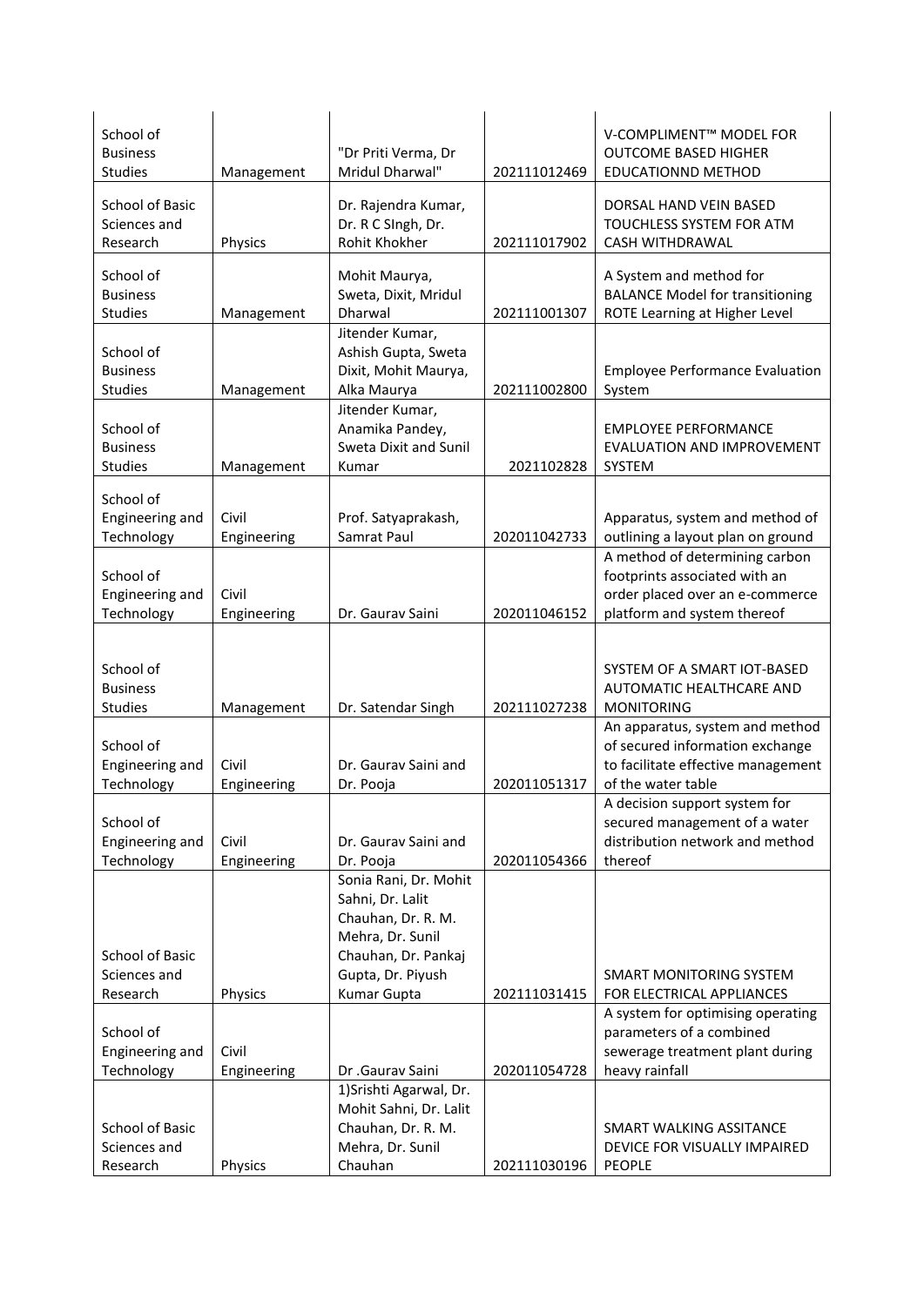| School of Business Studies | Management | "Dr Priti Verma, Dr Mridul Dharwal" | 202111012469 | V-COMPLIMENT™ MODEL FOR OUTCOME BASED HIGHER EDUCATIONND METHOD |
|---|---|---|---|---|
| School of Basic Sciences and Research | Physics | Dr. Rajendra Kumar, Dr. R C SIngh, Dr. Rohit Khokher | 202111017902 | DORSAL HAND VEIN BASED TOUCHLESS SYSTEM FOR ATM CASH WITHDRAWAL |
| School of Business Studies | Management | Mohit Maurya, Sweta, Dixit, Mridul Dharwal | 202111001307 | A System and method for BALANCE Model for transitioning ROTE Learning at Higher Level |
| School of Business Studies | Management | Jitender Kumar, Ashish Gupta, Sweta Dixit, Mohit Maurya, Alka Maurya | 202111002800 | Employee Performance Evaluation System |
| School of Business Studies | Management | Jitender Kumar, Anamika Pandey, Sweta Dixit and Sunil Kumar | 2021102828 | EMPLOYEE PERFORMANCE EVALUATION AND IMPROVEMENT SYSTEM |
| School of Engineering and Technology | Civil Engineering | Prof. Satyaprakash, Samrat Paul | 202011042733 | Apparatus, system and method of outlining a layout plan on ground |
| School of Engineering and Technology | Civil Engineering | Dr. Gaurav Saini | 202011046152 | A method of determining carbon footprints associated with an order placed over an e-commerce platform and system thereof |
| School of Business Studies | Management | Dr. Satendar Singh | 202111027238 | SYSTEM OF A SMART IOT-BASED AUTOMATIC HEALTHCARE AND MONITORING |
| School of Engineering and Technology | Civil Engineering | Dr. Gaurav Saini and Dr. Pooja | 202011051317 | An apparatus, system and method of secured information exchange to facilitate effective management of the water table |
| School of Engineering and Technology | Civil Engineering | Dr. Gaurav Saini and Dr. Pooja | 202011054366 | A decision support system for secured management of a water distribution network and method thereof |
| School of Basic Sciences and Research | Physics | Sonia Rani, Dr. Mohit Sahni, Dr. Lalit Chauhan, Dr. R. M. Mehra, Dr. Sunil Chauhan, Dr. Pankaj Gupta, Dr. Piyush Kumar Gupta | 202111031415 | SMART MONITORING SYSTEM FOR ELECTRICAL APPLIANCES |
| School of Engineering and Technology | Civil Engineering | Dr .Gaurav Saini | 202011054728 | A system for optimising operating parameters of a combined sewerage treatment plant during heavy rainfall |
| School of Basic Sciences and Research | Physics | 1)Srishti Agarwal, Dr. Mohit Sahni, Dr. Lalit Chauhan, Dr. R. M. Mehra, Dr. Sunil Chauhan | 202111030196 | SMART WALKING ASSITANCE DEVICE FOR VISUALLY IMPAIRED PEOPLE |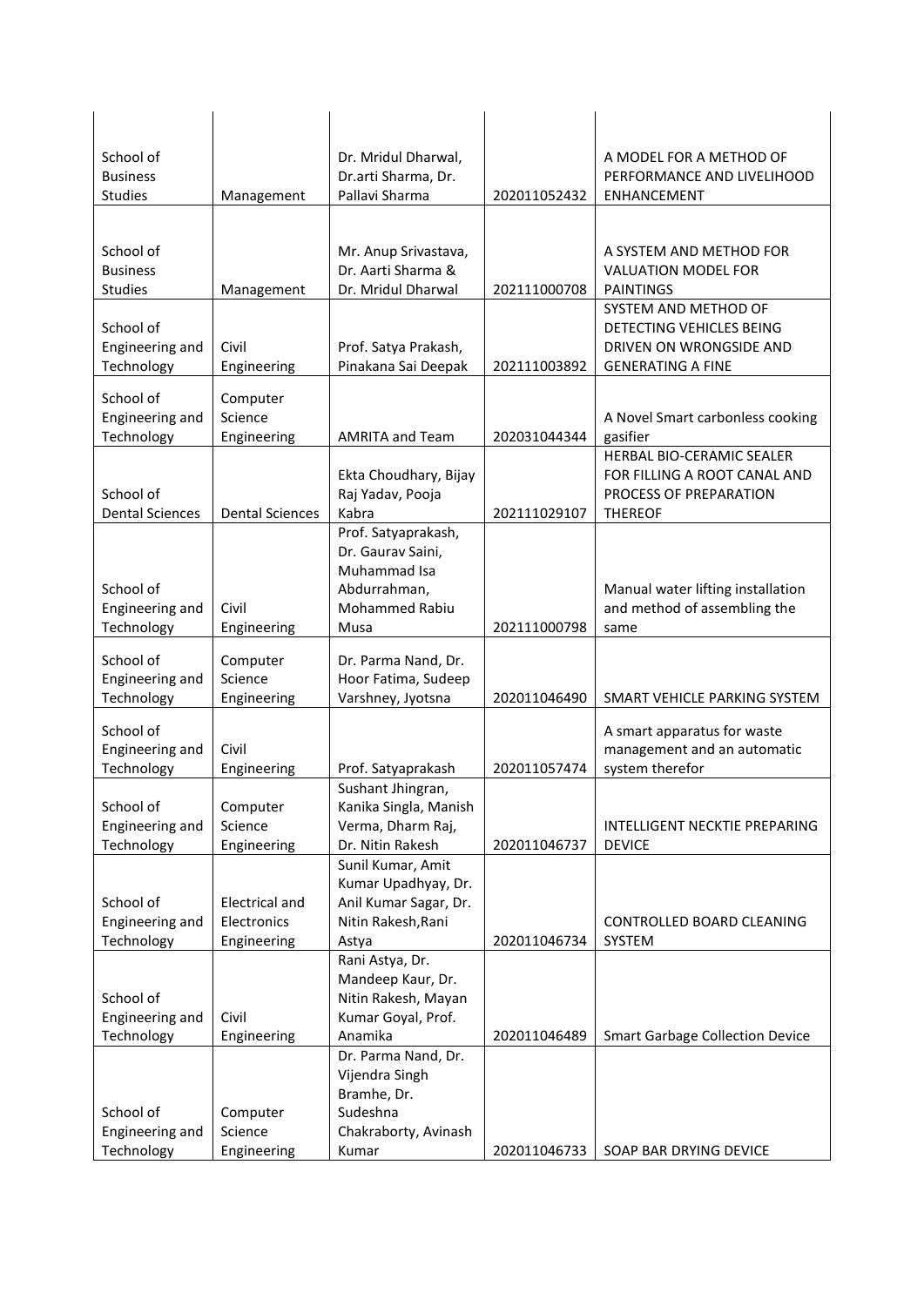| | | | | |
|---|---|---|---|---|
| School of Business Studies | Management | Dr. Mridul Dharwal, Dr.arti Sharma, Dr. Pallavi Sharma | 202011052432 | A MODEL FOR A METHOD OF PERFORMANCE AND LIVELIHOOD ENHANCEMENT |
| School of Business Studies | Management | Mr. Anup Srivastava, Dr. Aarti Sharma & Dr. Mridul Dharwal | 202111000708 | A SYSTEM AND METHOD FOR VALUATION MODEL FOR PAINTINGS |
| School of Engineering and Technology | Civil Engineering | Prof. Satya Prakash, Pinakana Sai Deepak | 202111003892 | SYSTEM AND METHOD OF DETECTING VEHICLES BEING DRIVEN ON WRONGSIDE AND GENERATING A FINE |
| School of Engineering and Technology | Computer Science Engineering | AMRITA and Team | 202031044344 | A Novel Smart carbonless cooking gasifier |
| School of Dental Sciences | Dental Sciences | Ekta Choudhary, Bijay Raj Yadav, Pooja Kabra | 202111029107 | HERBAL BIO-CERAMIC SEALER FOR FILLING A ROOT CANAL AND PROCESS OF PREPARATION THEREOF |
| School of Engineering and Technology | Civil Engineering | Prof. Satyaprakash, Dr. Gaurav Saini, Muhammad Isa Abdurrahman, Mohammed Rabiu Musa | 202111000798 | Manual water lifting installation and method of assembling the same |
| School of Engineering and Technology | Computer Science Engineering | Dr. Parma Nand, Dr. Hoor Fatima, Sudeep Varshney, Jyotsna | 202011046490 | SMART VEHICLE PARKING SYSTEM |
| School of Engineering and Technology | Civil Engineering | Prof. Satyaprakash | 202011057474 | A smart apparatus for waste management and an automatic system therefor |
| School of Engineering and Technology | Computer Science Engineering | Sushant Jhingran, Kanika Singla, Manish Verma, Dharm Raj, Dr. Nitin Rakesh | 202011046737 | INTELLIGENT NECKTIE PREPARING DEVICE |
| School of Engineering and Technology | Electrical and Electronics Engineering | Sunil Kumar, Amit Kumar Upadhyay, Dr. Anil Kumar Sagar, Dr. Nitin Rakesh,Rani Astya | 202011046734 | CONTROLLED BOARD CLEANING SYSTEM |
| School of Engineering and Technology | Civil Engineering | Rani Astya, Dr. Mandeep Kaur, Dr. Nitin Rakesh, Mayan Kumar Goyal, Prof. Anamika | 202011046489 | Smart Garbage Collection Device |
| School of Engineering and Technology | Computer Science Engineering | Dr. Parma Nand, Dr. Vijendra Singh Bramhe, Dr. Sudeshna Chakraborty, Avinash Kumar | 202011046733 | SOAP BAR DRYING DEVICE |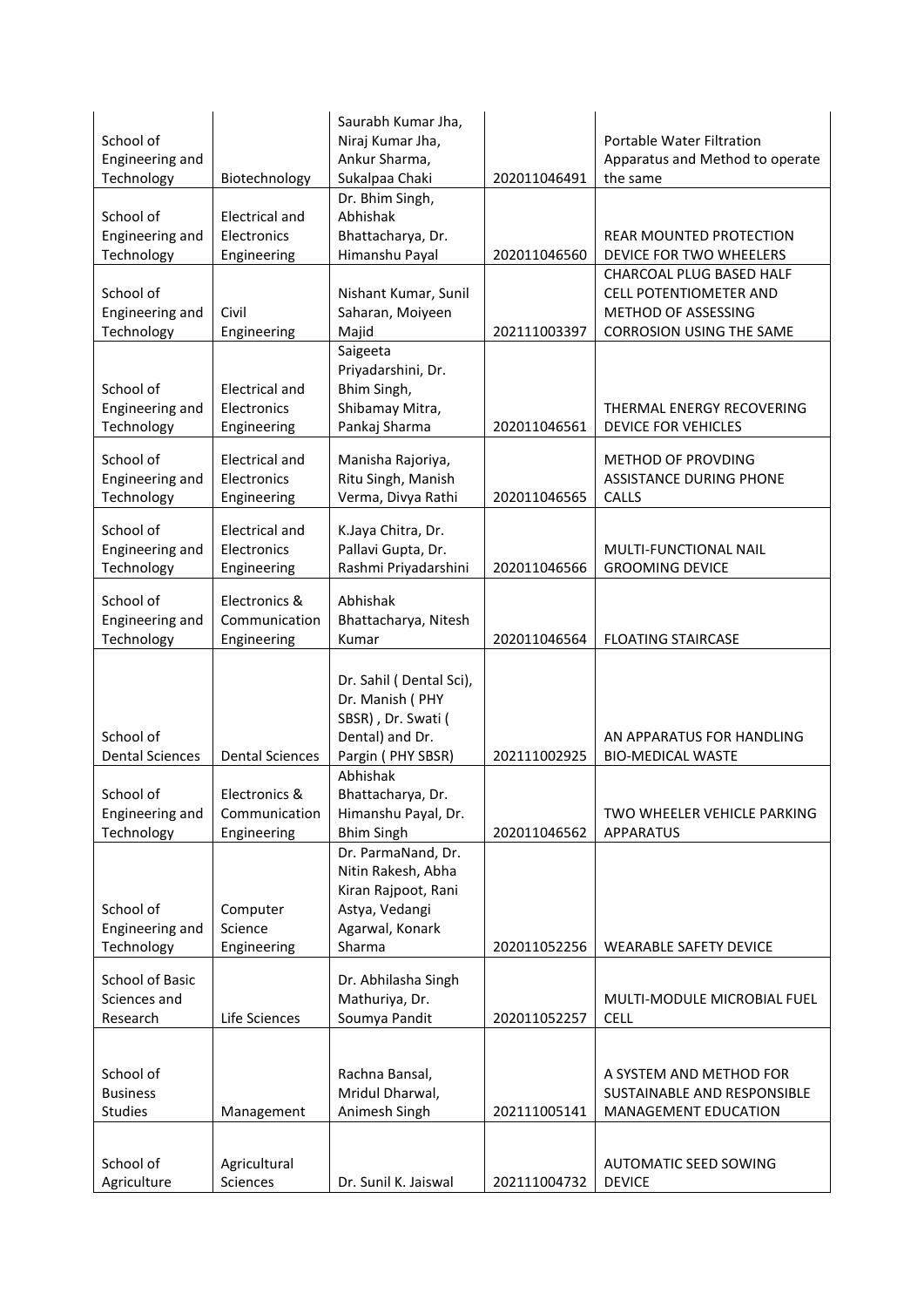| | | | | |
|---|---|---|---|---|
| School of Engineering and Technology | Biotechnology | Saurabh Kumar Jha, Niraj Kumar Jha, Ankur Sharma, Sukalpaa Chaki | 202011046491 | Portable Water Filtration Apparatus and Method to operate the same |
| School of Engineering and Technology | Electrical and Electronics Engineering | Dr. Bhim Singh, Abhishak Bhattacharya, Dr. Himanshu Payal | 202011046560 | REAR MOUNTED PROTECTION DEVICE FOR TWO WHEELERS |
| School of Engineering and Technology | Civil Engineering | Nishant Kumar, Sunil Saharan, Moiyeen Majid | 202111003397 | CHARCOAL PLUG BASED HALF CELL POTENTIOMETER AND METHOD OF ASSESSING CORROSION USING THE SAME |
| School of Engineering and Technology | Electrical and Electronics Engineering | Saigeeta Priyadarshini, Dr. Bhim Singh, Shibamay Mitra, Pankaj Sharma | 202011046561 | THERMAL ENERGY RECOVERING DEVICE FOR VEHICLES |
| School of Engineering and Technology | Electrical and Electronics Engineering | Manisha Rajoriya, Ritu Singh, Manish Verma, Divya Rathi | 202011046565 | METHOD OF PROVDING ASSISTANCE DURING PHONE CALLS |
| School of Engineering and Technology | Electrical and Electronics Engineering | K.Jaya Chitra, Dr. Pallavi Gupta, Dr. Rashmi Priyadarshini | 202011046566 | MULTI-FUNCTIONAL NAIL GROOMING DEVICE |
| School of Engineering and Technology | Electronics & Communication Engineering | Abhishak Bhattacharya, Nitesh Kumar | 202011046564 | FLOATING STAIRCASE |
| School of Dental Sciences | Dental Sciences | Dr. Sahil ( Dental Sci), Dr. Manish ( PHY SBSR) , Dr. Swati ( Dental) and Dr. Pargin ( PHY SBSR) | 202111002925 | AN APPARATUS FOR HANDLING BIO-MEDICAL WASTE |
| School of Engineering and Technology | Electronics & Communication Engineering | Abhishak Bhattacharya, Dr. Himanshu Payal, Dr. Bhim Singh | 202011046562 | TWO WHEELER VEHICLE PARKING APPARATUS |
| School of Engineering and Technology | Computer Science Engineering | Dr. ParmaNand, Dr. Nitin Rakesh, Abha Kiran Rajpoot, Rani Astya, Vedangi Agarwal, Konark Sharma | 202011052256 | WEARABLE SAFETY DEVICE |
| School of Basic Sciences and Research | Life Sciences | Dr. Abhilasha Singh Mathuriya, Dr. Soumya Pandit | 202011052257 | MULTI-MODULE MICROBIAL FUEL CELL |
| School of Business Studies | Management | Rachna Bansal, Mridul Dharwal, Animesh Singh | 202111005141 | A SYSTEM AND METHOD FOR SUSTAINABLE AND RESPONSIBLE MANAGEMENT EDUCATION |
| School of Agriculture | Agricultural Sciences | Dr. Sunil K. Jaiswal | 202111004732 | AUTOMATIC SEED SOWING DEVICE |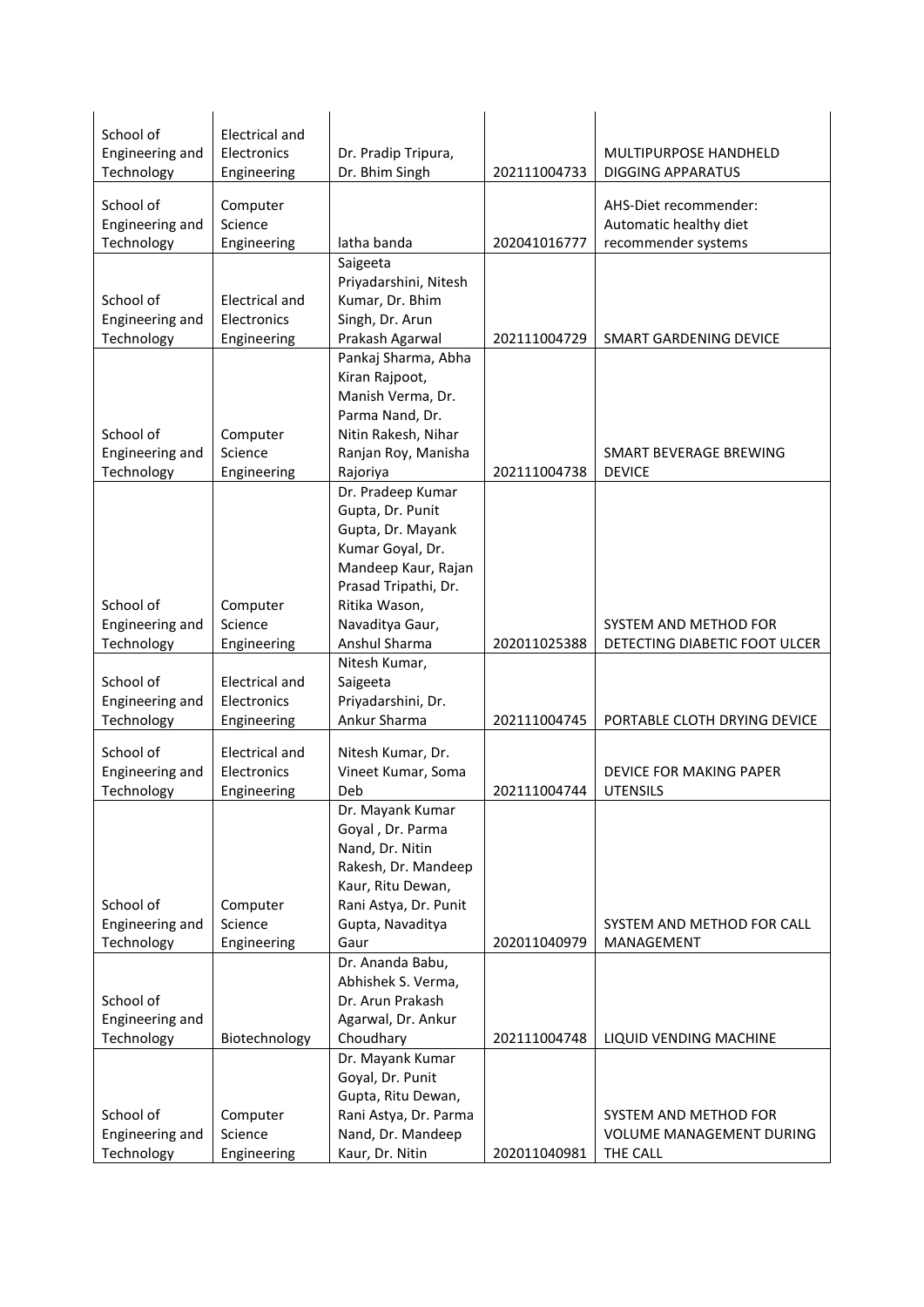| School of Engineering and Technology | Electrical and Electronics Engineering | Dr. Pradip Tripura, Dr. Bhim Singh | 202111004733 | MULTIPURPOSE HANDHELD DIGGING APPARATUS |
|---|---|---|---|---|
| School of Engineering and Technology | Computer Science Engineering | latha banda | 202041016777 | AHS-Diet recommender: Automatic healthy diet recommender systems |
| School of Engineering and Technology | Electrical and Electronics Engineering | Saigeeta Priyadarshini, Nitesh Kumar, Dr. Bhim Singh, Dr. Arun Prakash Agarwal | 202111004729 | SMART GARDENING DEVICE |
| School of Engineering and Technology | Computer Science Engineering | Pankaj Sharma, Abha Kiran Rajpoot, Manish Verma, Dr. Parma Nand, Dr. Nitin Rakesh, Nihar Ranjan Roy, Manisha Rajoriya | 202111004738 | SMART BEVERAGE BREWING DEVICE |
| School of Engineering and Technology | Computer Science Engineering | Dr. Pradeep Kumar Gupta, Dr. Punit Gupta, Dr. Mayank Kumar Goyal, Dr. Mandeep Kaur, Rajan Prasad Tripathi, Dr. Ritika Wason, Navaditya Gaur, Anshul Sharma | 202011025388 | SYSTEM AND METHOD FOR DETECTING DIABETIC FOOT ULCER |
| School of Engineering and Technology | Electrical and Electronics Engineering | Nitesh Kumar, Saigeeta Priyadarshini, Dr. Ankur Sharma | 202111004745 | PORTABLE CLOTH DRYING DEVICE |
| School of Engineering and Technology | Electrical and Electronics Engineering | Nitesh Kumar, Dr. Vineet Kumar, Soma Deb | 202111004744 | DEVICE FOR MAKING PAPER UTENSILS |
| School of Engineering and Technology | Computer Science Engineering | Dr. Mayank Kumar Goyal , Dr. Parma Nand, Dr. Nitin Rakesh, Dr. Mandeep Kaur, Ritu Dewan, Rani Astya, Dr. Punit Gupta, Navaditya Gaur | 202011040979 | SYSTEM AND METHOD FOR CALL MANAGEMENT |
| School of Engineering and Technology | Biotechnology | Dr. Ananda Babu, Abhishek S. Verma, Dr. Arun Prakash Agarwal, Dr. Ankur Choudhary | 202111004748 | LIQUID VENDING MACHINE |
| School of Engineering and Technology | Computer Science Engineering | Dr. Mayank Kumar Goyal, Dr. Punit Gupta, Ritu Dewan, Rani Astya, Dr. Parma Nand, Dr. Mandeep Kaur, Dr. Nitin | 202011040981 | SYSTEM AND METHOD FOR VOLUME MANAGEMENT DURING THE CALL |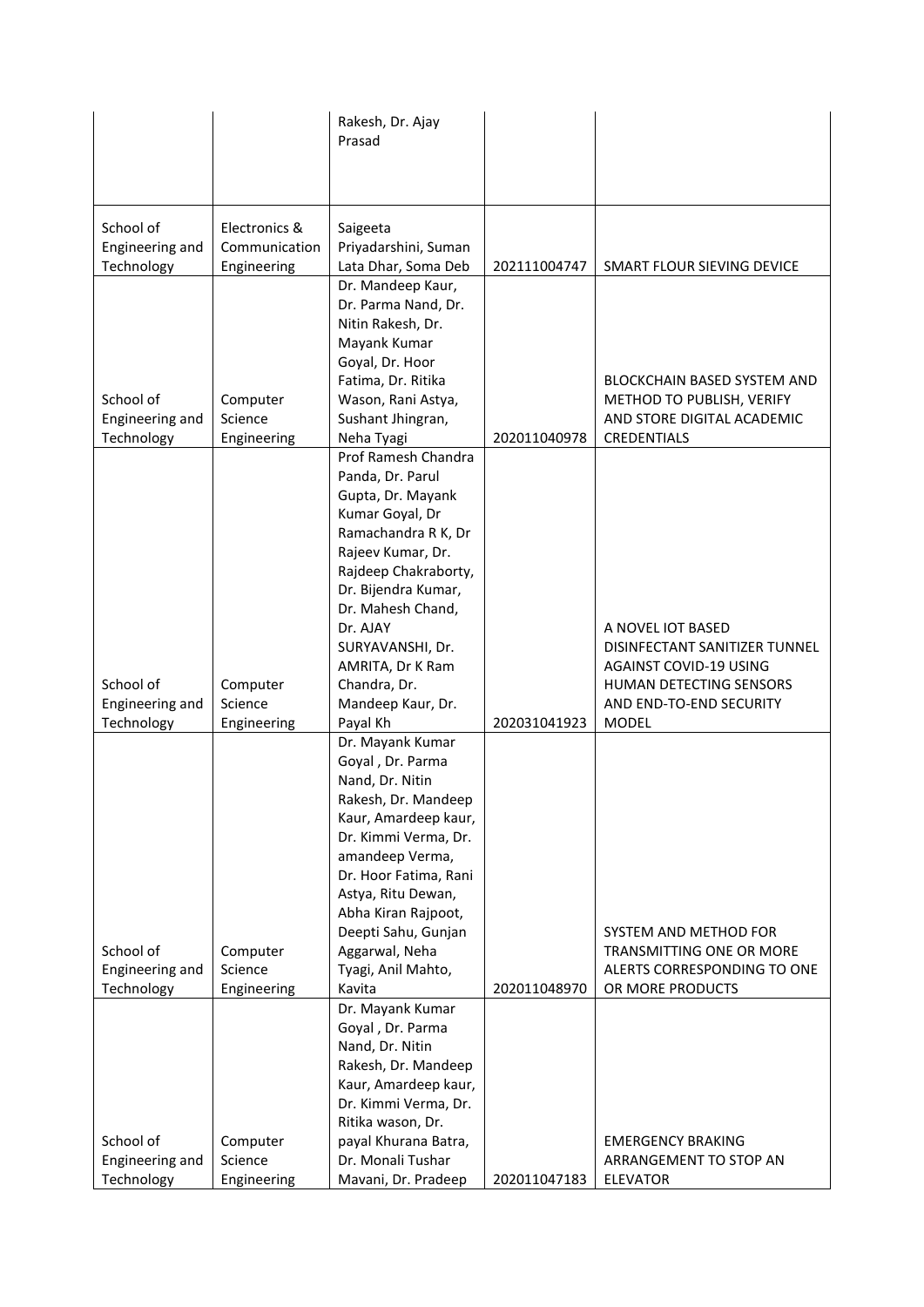| | | | | |
|---|---|---|---|---|
| | | Rakesh, Dr. Ajay Prasad | | |
| School of Engineering and Technology | Electronics & Communication Engineering | Saigeeta Priyadarshini, Suman Lata Dhar, Soma Deb | 202111004747 | SMART FLOUR SIEVING DEVICE |
| School of Engineering and Technology | Computer Science Engineering | Dr. Mandeep Kaur, Dr. Parma Nand, Dr. Nitin Rakesh, Dr. Mayank Kumar Goyal, Dr. Hoor Fatima, Dr. Ritika Wason, Rani Astya, Sushant Jhingran, Neha Tyagi | 202011040978 | BLOCKCHAIN BASED SYSTEM AND METHOD TO PUBLISH, VERIFY AND STORE DIGITAL ACADEMIC CREDENTIALS |
| School of Engineering and Technology | Computer Science Engineering | Prof Ramesh Chandra Panda, Dr. Parul Gupta, Dr. Mayank Kumar Goyal, Dr Ramachandra R K, Dr Rajeev Kumar, Dr. Rajdeep Chakraborty, Dr. Bijendra Kumar, Dr. Mahesh Chand, Dr. AJAY SURYAVANSHI, Dr. AMRITA, Dr K Ram Chandra, Dr. Mandeep Kaur, Dr. Payal Kh | 202031041923 | A NOVEL IOT BASED DISINFECTANT SANITIZER TUNNEL AGAINST COVID-19 USING HUMAN DETECTING SENSORS AND END-TO-END SECURITY MODEL |
| School of Engineering and Technology | Computer Science Engineering | Dr. Mayank Kumar Goyal , Dr. Parma Nand, Dr. Nitin Rakesh, Dr. Mandeep Kaur, Amardeep kaur, Dr. Kimmi Verma, Dr. amandeep Verma, Dr. Hoor Fatima, Rani Astya, Ritu Dewan, Abha Kiran Rajpoot, Deepti Sahu, Gunjan Aggarwal, Neha Tyagi, Anil Mahto, Kavita | 202011048970 | SYSTEM AND METHOD FOR TRANSMITTING ONE OR MORE ALERTS CORRESPONDING TO ONE OR MORE PRODUCTS |
| School of Engineering and Technology | Computer Science Engineering | Dr. Mayank Kumar Goyal , Dr. Parma Nand, Dr. Nitin Rakesh, Dr. Mandeep Kaur, Amardeep kaur, Dr. Kimmi Verma, Dr. Ritika wason, Dr. payal Khurana Batra, Dr. Monali Tushar Mavani, Dr. Pradeep | 202011047183 | EMERGENCY BRAKING ARRANGEMENT TO STOP AN ELEVATOR |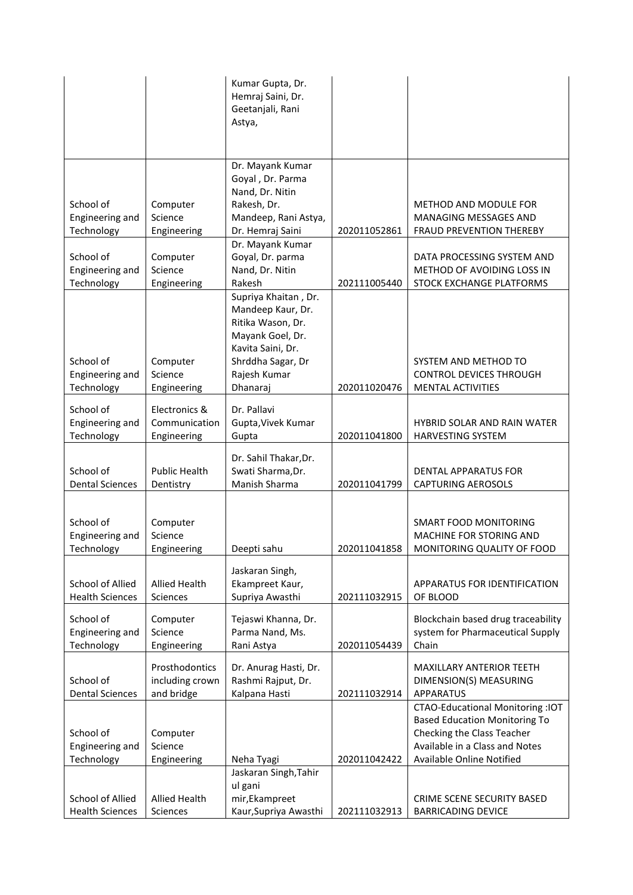| | | | | |
|---|---|---|---|---|
| | | Kumar Gupta, Dr. Hemraj Saini, Dr. Geetanjali, Rani Astya, | | |
| School of Engineering and Technology | Computer Science Engineering | Dr. Mayank Kumar Goyal , Dr. Parma Nand, Dr. Nitin Rakesh, Dr. Mandeep, Rani Astya, Dr. Hemraj Saini | 202011052861 | METHOD AND MODULE FOR MANAGING MESSAGES AND FRAUD PREVENTION THEREBY |
| School of Engineering and Technology | Computer Science Engineering | Dr. Mayank Kumar Goyal, Dr. parma Nand, Dr. Nitin Rakesh | 202111005440 | DATA PROCESSING SYSTEM AND METHOD OF AVOIDING LOSS IN STOCK EXCHANGE PLATFORMS |
| School of Engineering and Technology | Computer Science Engineering | Supriya Khaitan , Dr. Mandeep Kaur, Dr. Ritika Wason, Dr. Mayank Goel, Dr. Kavita Saini, Dr. Shrddha Sagar, Dr Rajesh Kumar Dhanaraj | 202011020476 | SYSTEM AND METHOD TO CONTROL DEVICES THROUGH MENTAL ACTIVITIES |
| School of Engineering and Technology | Electronics & Communication Engineering | Dr. Pallavi Gupta,Vivek Kumar Gupta | 202011041800 | HYBRID SOLAR AND RAIN WATER HARVESTING SYSTEM |
| School of Dental Sciences | Public Health Dentistry | Dr. Sahil Thakar,Dr. Swati Sharma,Dr. Manish Sharma | 202011041799 | DENTAL APPARATUS FOR CAPTURING AEROSOLS |
| School of Engineering and Technology | Computer Science Engineering | Deepti sahu | 202011041858 | SMART FOOD MONITORING MACHINE FOR STORING AND MONITORING QUALITY OF FOOD |
| School of Allied Health Sciences | Allied Health Sciences | Jaskaran Singh, Ekampreet Kaur, Supriya Awasthi | 202111032915 | APPARATUS FOR IDENTIFICATION OF BLOOD |
| School of Engineering and Technology | Computer Science Engineering | Tejaswi Khanna, Dr. Parma Nand, Ms. Rani Astya | 202011054439 | Blockchain based drug traceability system for Pharmaceutical Supply Chain |
| School of Dental Sciences | Prosthodontics including crown and bridge | Dr. Anurag Hasti, Dr. Rashmi Rajput, Dr. Kalpana Hasti | 202111032914 | MAXILLARY ANTERIOR TEETH DIMENSION(S) MEASURING APPARATUS |
| School of Engineering and Technology | Computer Science Engineering | Neha Tyagi | 202011042422 | CTAO-Educational Monitoring :IOT Based Education Monitoring To Checking the Class Teacher Available in a Class and Notes Available Online Notified |
| School of Allied Health Sciences | Allied Health Sciences | Jaskaran Singh,Tahir ul gani mir,Ekampreet Kaur,Supriya Awasthi | 202111032913 | CRIME SCENE SECURITY BASED BARRICADING DEVICE |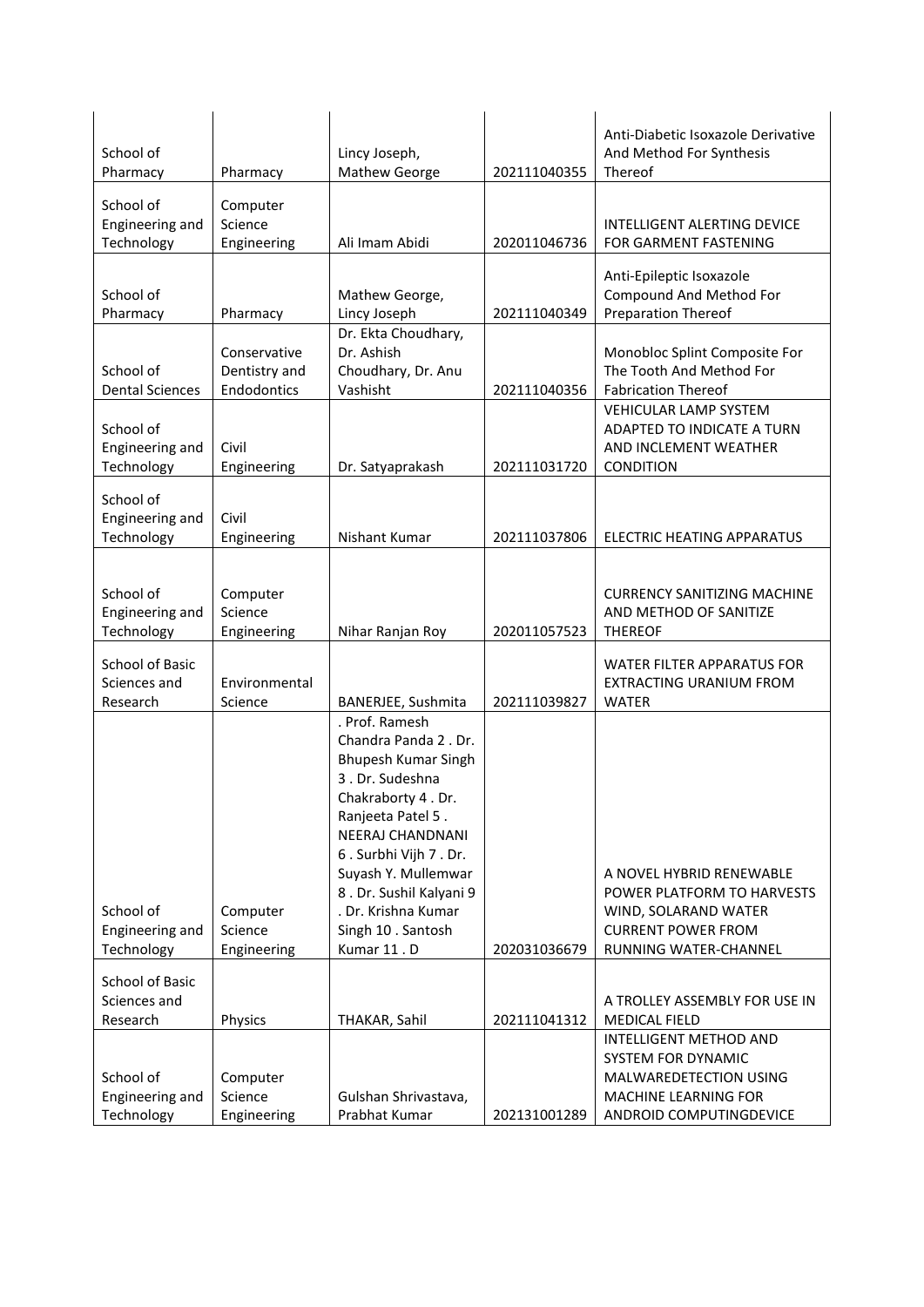| School of Pharmacy | Pharmacy | Lincy Joseph, Mathew George | 202111040355 | Anti-Diabetic Isoxazole Derivative And Method For Synthesis Thereof |
|---|---|---|---|---|
| School of Engineering and Technology | Computer Science Engineering | Ali Imam Abidi | 202011046736 | INTELLIGENT ALERTING DEVICE FOR GARMENT FASTENING |
| School of Pharmacy | Pharmacy | Mathew George, Lincy Joseph | 202111040349 | Anti-Epileptic Isoxazole Compound And Method For Preparation Thereof |
| School of Dental Sciences | Conservative Dentistry and Endodontics | Dr. Ekta Choudhary, Dr. Ashish Choudhary, Dr. Anu Vashisht | 202111040356 | Monobloc Splint Composite For The Tooth And Method For Fabrication Thereof |
| School of Engineering and Technology | Civil Engineering | Dr. Satyaprakash | 202111031720 | VEHICULAR LAMP SYSTEM ADAPTED TO INDICATE A TURN AND INCLEMENT WEATHER CONDITION |
| School of Engineering and Technology | Civil Engineering | Nishant Kumar | 202111037806 | ELECTRIC HEATING APPARATUS |
| School of Engineering and Technology | Computer Science Engineering | Nihar Ranjan Roy | 202011057523 | CURRENCY SANITIZING MACHINE AND METHOD OF SANITIZE THEREOF |
| School of Basic Sciences and Research | Environmental Science | BANERJEE, Sushmita | 202111039827 | WATER FILTER APPARATUS FOR EXTRACTING URANIUM FROM WATER |
| School of Engineering and Technology | Computer Science Engineering | . Prof. Ramesh Chandra Panda 2 . Dr. Bhupesh Kumar Singh 3 . Dr. Sudeshna Chakraborty 4 . Dr. Ranjeeta Patel 5 . NEERAJ CHANDNANI 6 . Surbhi Vijh 7 . Dr. Suyash Y. Mullemwar 8 . Dr. Sushil Kalyani 9 . Dr. Krishna Kumar Singh 10 . Santosh Kumar 11 . D | 202031036679 | A NOVEL HYBRID RENEWABLE POWER PLATFORM TO HARVESTS WIND, SOLARAND WATER CURRENT POWER FROM RUNNING WATER-CHANNEL |
| School of Basic Sciences and Research | Physics | THAKAR, Sahil | 202111041312 | A TROLLEY ASSEMBLY FOR USE IN MEDICAL FIELD |
| School of Engineering and Technology | Computer Science Engineering | Gulshan Shrivastava, Prabhat Kumar | 202131001289 | INTELLIGENT METHOD AND SYSTEM FOR DYNAMIC MALWAREDETECTION USING MACHINE LEARNING FOR ANDROID COMPUTINGDEVICE |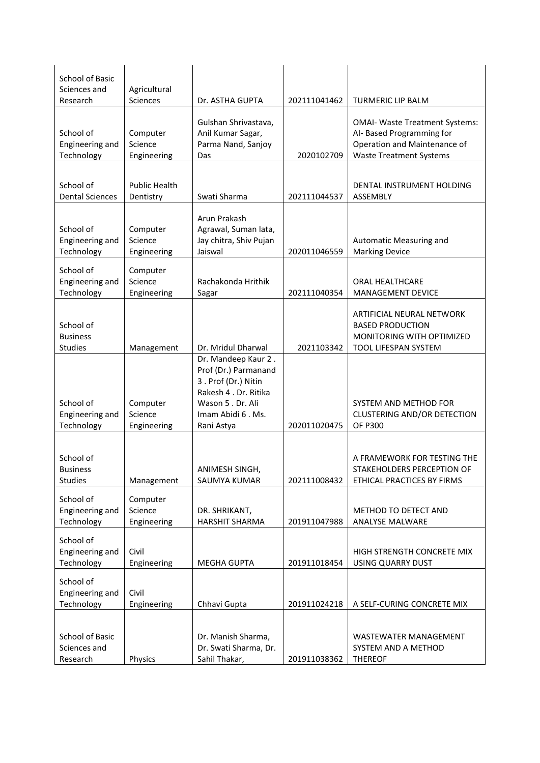| School of Basic Sciences and Research | Agricultural Sciences | Dr. ASTHA GUPTA | 202111041462 | TURMERIC LIP BALM |
|---|---|---|---|---|
| School of Engineering and Technology | Computer Science Engineering | Gulshan Shrivastava, Anil Kumar Sagar, Parma Nand, Sanjoy Das | 2020102709 | OMAI- Waste Treatment Systems: AI- Based Programming for Operation and Maintenance of Waste Treatment Systems |
| School of Dental Sciences | Public Health Dentistry | Swati Sharma | 202111044537 | DENTAL INSTRUMENT HOLDING ASSEMBLY |
| School of Engineering and Technology | Computer Science Engineering | Arun Prakash Agrawal, Suman lata, Jay chitra, Shiv Pujan Jaiswal | 202011046559 | Automatic Measuring and Marking Device |
| School of Engineering and Technology | Computer Science Engineering | Rachakonda Hrithik Sagar | 202111040354 | ORAL HEALTHCARE MANAGEMENT DEVICE |
| School of Business Studies | Management | Dr. Mridul Dharwal | 2021103342 | ARTIFICIAL NEURAL NETWORK BASED PRODUCTION MONITORING WITH OPTIMIZED TOOL LIFESPAN SYSTEM |
| School of Engineering and Technology | Computer Science Engineering | Dr. Mandeep Kaur 2 . Prof (Dr.) Parmanand 3 . Prof (Dr.) Nitin Rakesh 4 . Dr. Ritika Wason 5 . Dr. Ali Imam Abidi 6 . Ms. Rani Astya | 202011020475 | SYSTEM AND METHOD FOR CLUSTERING AND/OR DETECTION OF P300 |
| School of Business Studies | Management | ANIMESH SINGH, SAUMYA KUMAR | 202111008432 | A FRAMEWORK FOR TESTING THE STAKEHOLDERS PERCEPTION OF ETHICAL PRACTICES BY FIRMS |
| School of Engineering and Technology | Computer Science Engineering | DR. SHRIKANT, HARSHIT SHARMA | 201911047988 | METHOD TO DETECT AND ANALYSE MALWARE |
| School of Engineering and Technology | Civil Engineering | MEGHA GUPTA | 201911018454 | HIGH STRENGTH CONCRETE MIX USING QUARRY DUST |
| School of Engineering and Technology | Civil Engineering | Chhavi Gupta | 201911024218 | A SELF-CURING CONCRETE MIX |
| School of Basic Sciences and Research | Physics | Dr. Manish Sharma, Dr. Swati Sharma, Dr. Sahil Thakar, | 201911038362 | WASTEWATER MANAGEMENT SYSTEM AND A METHOD THEREOF |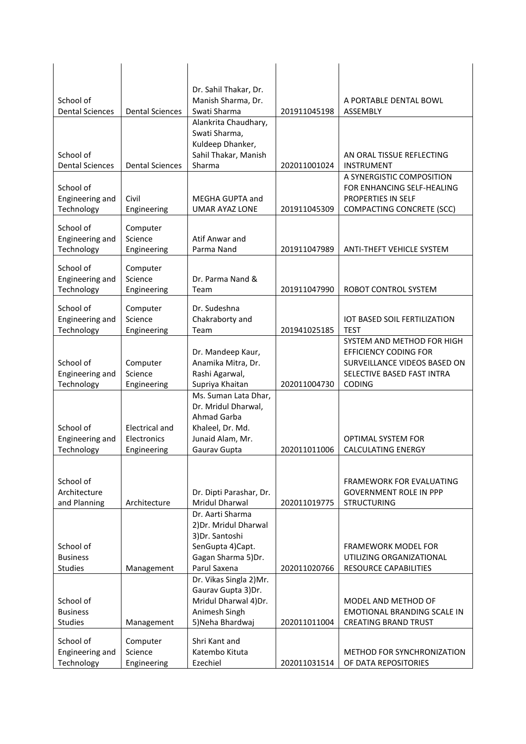| | | | | |
|---|---|---|---|---|
| School of Dental Sciences | Dental Sciences | Dr. Sahil Thakar, Dr. Manish Sharma, Dr. Swati Sharma | 201911045198 | A PORTABLE DENTAL BOWL ASSEMBLY |
| School of Dental Sciences | Dental Sciences | Alankrita Chaudhary, Swati Sharma, Kuldeep Dhanker, Sahil Thakar, Manish Sharma | 202011001024 | AN ORAL TISSUE REFLECTING INSTRUMENT |
| School of Engineering and Technology | Civil Engineering | MEGHA GUPTA and UMAR AYAZ LONE | 201911045309 | A SYNERGISTIC COMPOSITION FOR ENHANCING SELF-HEALING PROPERTIES IN SELF COMPACTING CONCRETE (SCC) |
| School of Engineering and Technology | Computer Science Engineering | Atif Anwar and Parma Nand | 201911047989 | ANTI-THEFT VEHICLE SYSTEM |
| School of Engineering and Technology | Computer Science Engineering | Dr. Parma Nand & Team | 201911047990 | ROBOT CONTROL SYSTEM |
| School of Engineering and Technology | Computer Science Engineering | Dr. Sudeshna Chakraborty and Team | 201941025185 | IOT BASED SOIL FERTILIZATION TEST |
| School of Engineering and Technology | Computer Science Engineering | Dr. Mandeep Kaur, Anamika Mitra, Dr. Rashi Agarwal, Supriya Khaitan | 202011004730 | SYSTEM AND METHOD FOR HIGH EFFICIENCY CODING FOR SURVEILLANCE VIDEOS BASED ON SELECTIVE BASED FAST INTRA CODING |
| School of Engineering and Technology | Electrical and Electronics Engineering | Ms. Suman Lata Dhar, Dr. Mridul Dharwal, Ahmad Garba Khaleel, Dr. Md. Junaid Alam, Mr. Gaurav Gupta | 202011011006 | OPTIMAL SYSTEM FOR CALCULATING ENERGY |
| School of Architecture and Planning | Architecture | Dr. Dipti Parashar, Dr. Mridul Dharwal | 202011019775 | FRAMEWORK FOR EVALUATING GOVERNMENT ROLE IN PPP STRUCTURING |
| School of Business Studies | Management | Dr. Aarti Sharma 2)Dr. Mridul Dharwal 3)Dr. Santoshi SenGupta 4)Capt. Gagan Sharma 5)Dr. Parul Saxena | 202011020766 | FRAMEWORK MODEL FOR UTILIZING ORGANIZATIONAL RESOURCE CAPABILITIES |
| School of Business Studies | Management | Dr. Vikas Singla 2)Mr. Gaurav Gupta 3)Dr. Mridul Dharwal 4)Dr. Animesh Singh 5)Neha Bhardwaj | 202011011004 | MODEL AND METHOD OF EMOTIONAL BRANDING SCALE IN CREATING BRAND TRUST |
| School of Engineering and Technology | Computer Science Engineering | Shri Kant and Katembo Kituta Ezechiel | 202011031514 | METHOD FOR SYNCHRONIZATION OF DATA REPOSITORIES |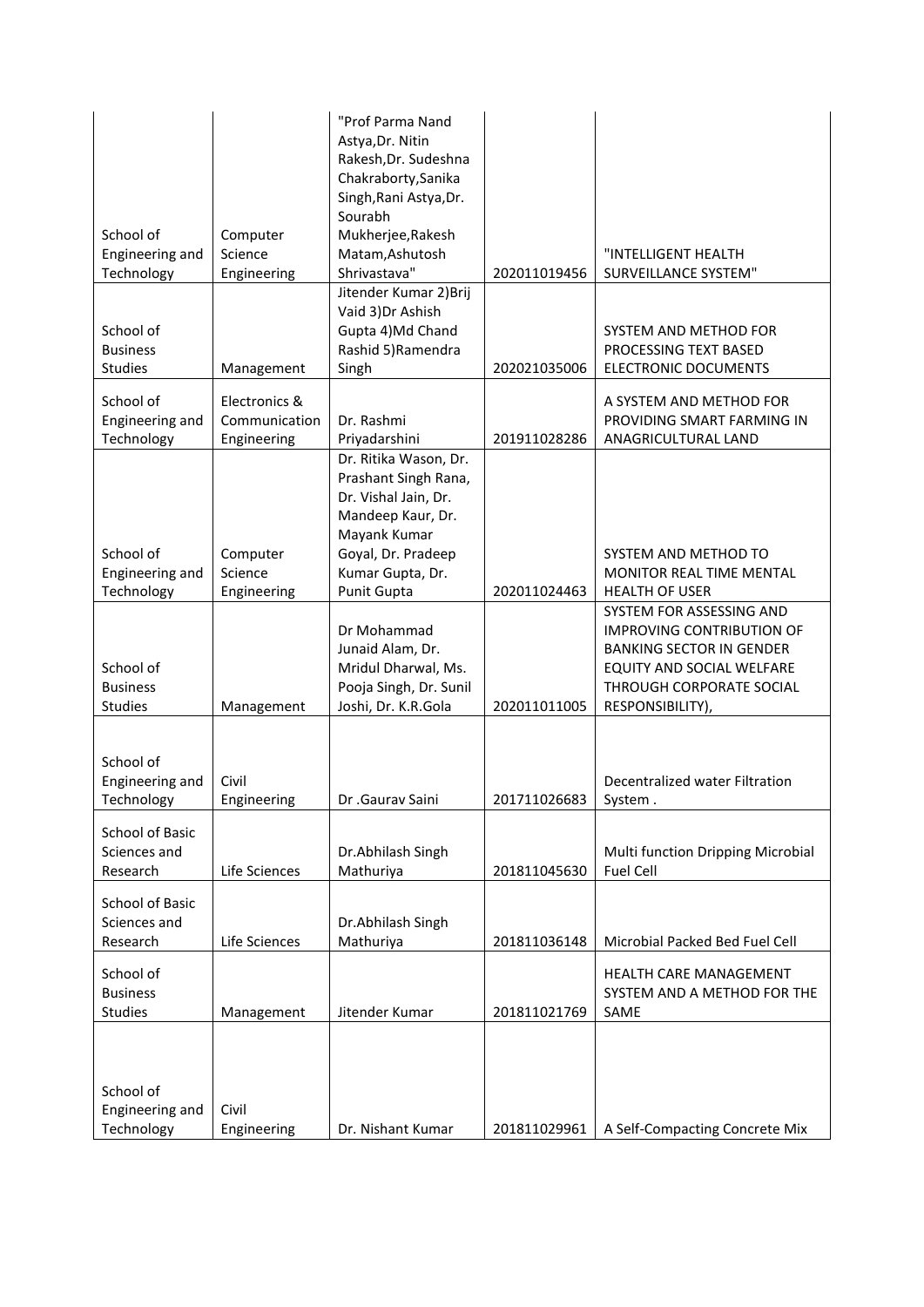| | | | | |
|---|---|---|---|---|
| School of Engineering and Technology | Computer Science Engineering | "Prof Parma Nand Astya,Dr. Nitin Rakesh,Dr. Sudeshna Chakraborty,Sanika Singh,Rani Astya,Dr. Sourabh Mukherjee,Rakesh Matam,Ashutosh Shrivastava" | 202011019456 | "INTELLIGENT HEALTH SURVEILLANCE SYSTEM" |
| School of Business Studies | Management | Jitender Kumar 2)Brij Vaid 3)Dr Ashish Gupta 4)Md Chand Rashid 5)Ramendra Singh | 202021035006 | SYSTEM AND METHOD FOR PROCESSING TEXT BASED ELECTRONIC DOCUMENTS |
| School of Engineering and Technology | Electronics & Communication Engineering | Dr. Rashmi Priyadarshini | 201911028286 | A SYSTEM AND METHOD FOR PROVIDING SMART FARMING IN ANAGRICULTURAL LAND |
| School of Engineering and Technology | Computer Science Engineering | Dr. Ritika Wason, Dr. Prashant Singh Rana, Dr. Vishal Jain, Dr. Mandeep Kaur, Dr. Mayank Kumar Goyal, Dr. Pradeep Kumar Gupta, Dr. Punit Gupta | 202011024463 | SYSTEM AND METHOD TO MONITOR REAL TIME MENTAL HEALTH OF USER |
| School of Business Studies | Management | Dr Mohammad Junaid Alam, Dr. Mridul Dharwal, Ms. Pooja Singh, Dr. Sunil Joshi, Dr. K.R.Gola | 202011011005 | SYSTEM FOR ASSESSING AND IMPROVING CONTRIBUTION OF BANKING SECTOR IN GENDER EQUITY AND SOCIAL WELFARE THROUGH CORPORATE SOCIAL RESPONSIBILITY), |
| School of Engineering and Technology | Civil Engineering | Dr .Gaurav Saini | 201711026683 | Decentralized water Filtration System . |
| School of Basic Sciences and Research | Life Sciences | Dr.Abhilash Singh Mathuriya | 201811045630 | Multi function Dripping Microbial Fuel Cell |
| School of Basic Sciences and Research | Life Sciences | Dr.Abhilash Singh Mathuriya | 201811036148 | Microbial Packed Bed Fuel Cell |
| School of Business Studies | Management | Jitender Kumar | 201811021769 | HEALTH CARE MANAGEMENT SYSTEM AND A METHOD FOR THE SAME |
| School of Engineering and Technology | Civil Engineering | Dr. Nishant Kumar | 201811029961 | A Self-Compacting Concrete Mix |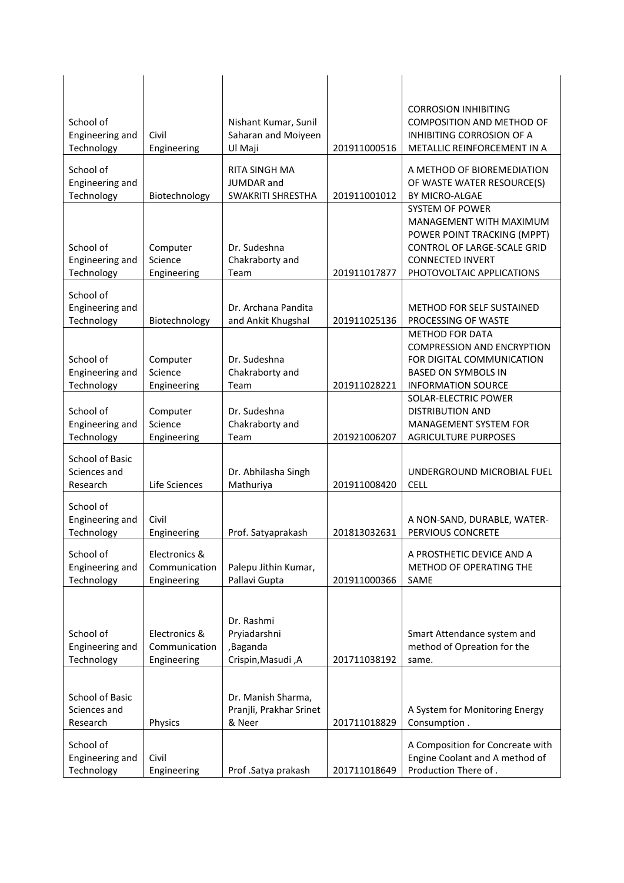| | | | | |
|---|---|---|---|---|
| School of Engineering and Technology | Civil Engineering | Nishant Kumar, Sunil Saharan and Moiyeen Ul Maji | 201911000516 | CORROSION INHIBITING COMPOSITION AND METHOD OF INHIBITING CORROSION OF A METALLIC REINFORCEMENT IN A |
| School of Engineering and Technology | Biotechnology | RITA SINGH MA JUMDAR and SWAKRITI SHRESTHA | 201911001012 | A METHOD OF BIOREMEDIATION OF WASTE WATER RESOURCE(S) BY MICRO-ALGAE |
| School of Engineering and Technology | Computer Science Engineering | Dr. Sudeshna Chakraborty and Team | 201911017877 | SYSTEM OF POWER MANAGEMENT WITH MAXIMUM POWER POINT TRACKING (MPPT) CONTROL OF LARGE-SCALE GRID CONNECTED INVERT PHOTOVOLTAIC APPLICATIONS |
| School of Engineering and Technology | Biotechnology | Dr. Archana Pandita and Ankit Khugshal | 201911025136 | METHOD FOR SELF SUSTAINED PROCESSING OF WASTE |
| School of Engineering and Technology | Computer Science Engineering | Dr. Sudeshna Chakraborty and Team | 201911028221 | METHOD FOR DATA COMPRESSION AND ENCRYPTION FOR DIGITAL COMMUNICATION BASED ON SYMBOLS IN INFORMATION SOURCE |
| School of Engineering and Technology | Computer Science Engineering | Dr. Sudeshna Chakraborty and Team | 201921006207 | SOLAR-ELECTRIC POWER DISTRIBUTION AND MANAGEMENT SYSTEM FOR AGRICULTURE PURPOSES |
| School of Basic Sciences and Research | Life Sciences | Dr. Abhilasha Singh Mathuriya | 201911008420 | UNDERGROUND MICROBIAL FUEL CELL |
| School of Engineering and Technology | Civil Engineering | Prof. Satyaprakash | 201813032631 | A NON-SAND, DURABLE, WATER-PERVIOUS CONCRETE |
| School of Engineering and Technology | Electronics & Communication Engineering | Palepu Jithin Kumar, Pallavi Gupta | 201911000366 | A PROSTHETIC DEVICE AND A METHOD OF OPERATING THE SAME |
| School of Engineering and Technology | Electronics & Communication Engineering | Dr. Rashmi Pryiadarshni ,Baganda Crispin,Masudi ,A | 201711038192 | Smart Attendance system and method of Opreation for the same. |
| School of Basic Sciences and Research | Physics | Dr. Manish Sharma, Pranjli, Prakhar Srinet & Neer | 201711018829 | A System for Monitoring Energy Consumption . |
| School of Engineering and Technology | Civil Engineering | Prof .Satya prakash | 201711018649 | A Composition for Concreate with Engine Coolant and A method of Production There of . |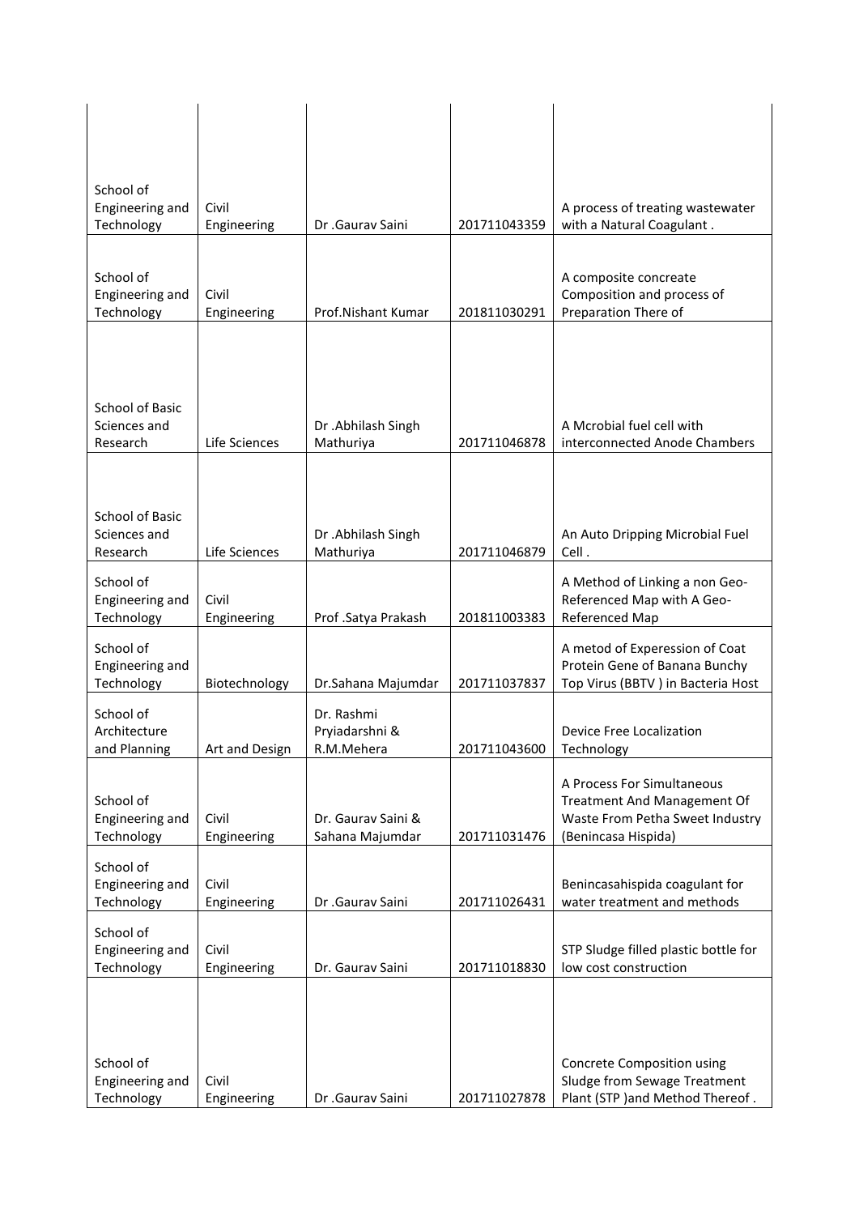| | | | | |
|---|---|---|---|---|
| School of Engineering and Technology | Civil Engineering | Dr .Gaurav Saini | 201711043359 | A process of treating wastewater with a Natural Coagulant . |
| School of Engineering and Technology | Civil Engineering | Prof.Nishant Kumar | 201811030291 | A composite concreate Composition and process of Preparation There of |
| School of Basic Sciences and Research | Life Sciences | Dr .Abhilash Singh Mathuriya | 201711046878 | A Mcrobial fuel cell with interconnected Anode Chambers |
| School of Basic Sciences and Research | Life Sciences | Dr .Abhilash Singh Mathuriya | 201711046879 | An Auto Dripping Microbial Fuel Cell . |
| School of Engineering and Technology | Civil Engineering | Prof .Satya Prakash | 201811003383 | A Method of Linking a non Geo-Referenced Map with A Geo-Referenced Map |
| School of Engineering and Technology | Biotechnology | Dr.Sahana Majumdar | 201711037837 | A metod of Experession of Coat Protein Gene of Banana Bunchy Top Virus (BBTV ) in Bacteria Host |
| School of Architecture and Planning | Art and Design | Dr. Rashmi Pryiadarshni & R.M.Mehera | 201711043600 | Device Free Localization Technology |
| School of Engineering and Technology | Civil Engineering | Dr. Gaurav Saini & Sahana Majumdar | 201711031476 | A Process For Simultaneous Treatment And Management Of Waste From Petha Sweet Industry (Benincasa Hispida) |
| School of Engineering and Technology | Civil Engineering | Dr .Gaurav Saini | 201711026431 | Benincasahispida coagulant for water treatment and methods |
| School of Engineering and Technology | Civil Engineering | Dr. Gaurav Saini | 201711018830 | STP Sludge filled plastic bottle for low cost construction |
| School of Engineering and Technology | Civil Engineering | Dr .Gaurav Saini | 201711027878 | Concrete Composition using Sludge from Sewage Treatment Plant (STP )and Method Thereof . |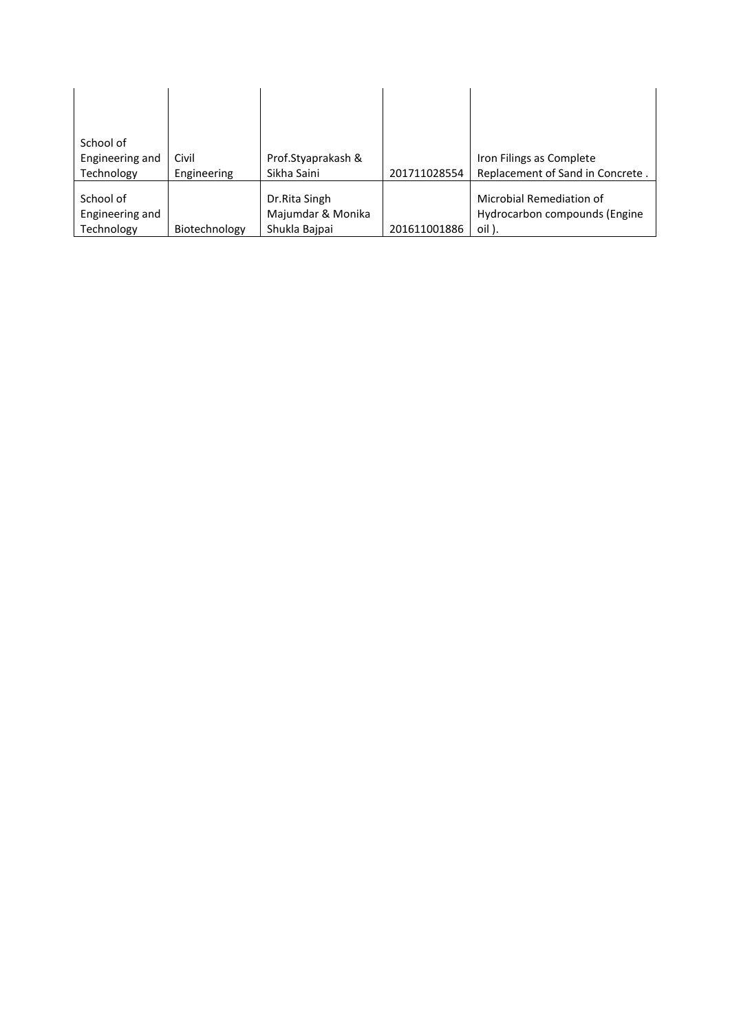| | | | | |
|---|---|---|---|---|
| School of Engineering and Technology | Civil Engineering | Prof.Styaprakash & Sikha Saini | 201711028554 | Iron Filings as Complete Replacement of Sand in Concrete . |
| School of Engineering and Technology | Biotechnology | Dr.Rita Singh Majumdar & Monika Shukla Bajpai | 201611001886 | Microbial Remediation of Hydrocarbon compounds (Engine oil ). |